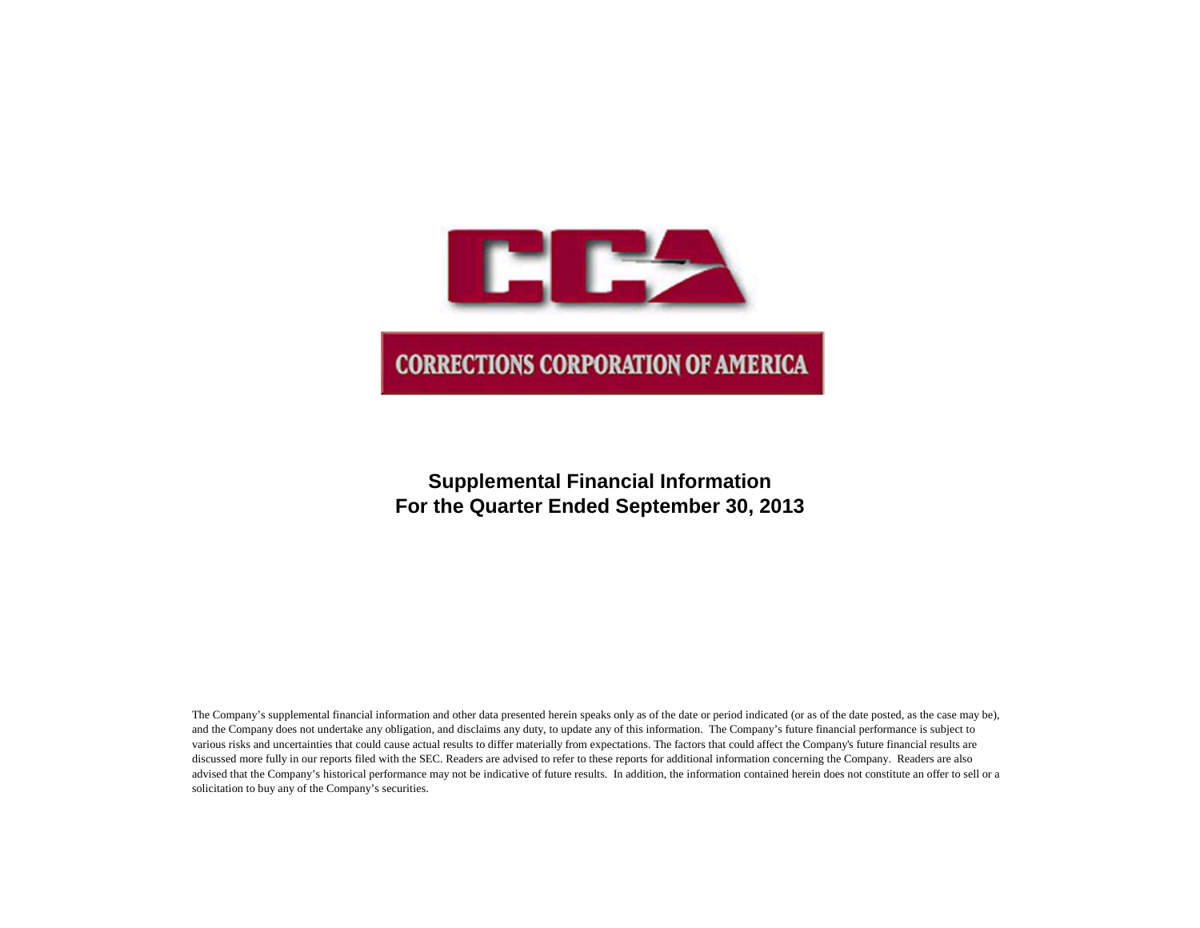CCA

CORRECTIONS CORPORATION OF AMERICA

# Supplemental Financial Information
# For the Quarter Ended September 30, 2013

The Company's supplemental financial information and other data presented herein speaks only as of the date or period indicated (or as of the date posted, as the case may be), and the Company does not undertake any obligation, and disclaims any duty, to update any of this information. The Company's future financial performance is subject to various risks and uncertainties that could cause actual results to differ materially from expectations. The factors that could affect the Company's future financial results are discussed more fully in our reports filed with the SEC. Readers are advised to refer to these reports for additional information concerning the Company. Readers are also advised that the Company's historical performance may not be indicative of future results. In addition, the information contained herein does not constitute an offer to sell or a solicitation to buy any of the Company's securities.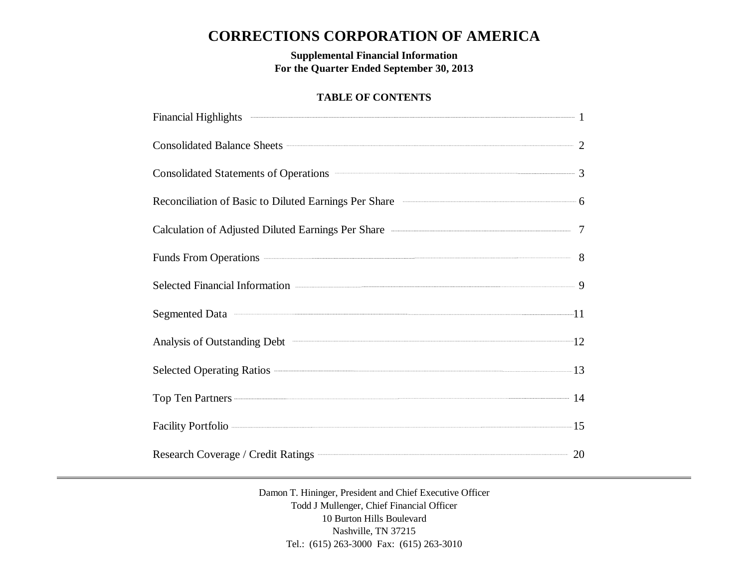# CORRECTIONS CORPORATION OF AMERICA

**Supplemental Financial Information**
**For the Quarter Ended September 30, 2013**

**TABLE OF CONTENTS**

| | |
|---|---|
| Financial Highlights | 1 |
| Consolidated Balance Sheets | 2 |
| Consolidated Statements of Operations | 3 |
| Reconciliation of Basic to Diluted Earnings Per Share | 6 |
| Calculation of Adjusted Diluted Earnings Per Share | 7 |
| Funds From Operations | 8 |
| Selected Financial Information | 9 |
| Segmented Data | 11 |
| Analysis of Outstanding Debt | 12 |
| Selected Operating Ratios | 13 |
| Top Ten Partners | 14 |
| Facility Portfolio | 15 |
| Research Coverage / Credit Ratings | 20 |

---

Damon T. Hininger, President and Chief Executive Officer
Todd J Mullenger, Chief Financial Officer
10 Burton Hills Boulevard
Nashville, TN 37215
Tel.: (615) 263-3000 Fax: (615) 263-3010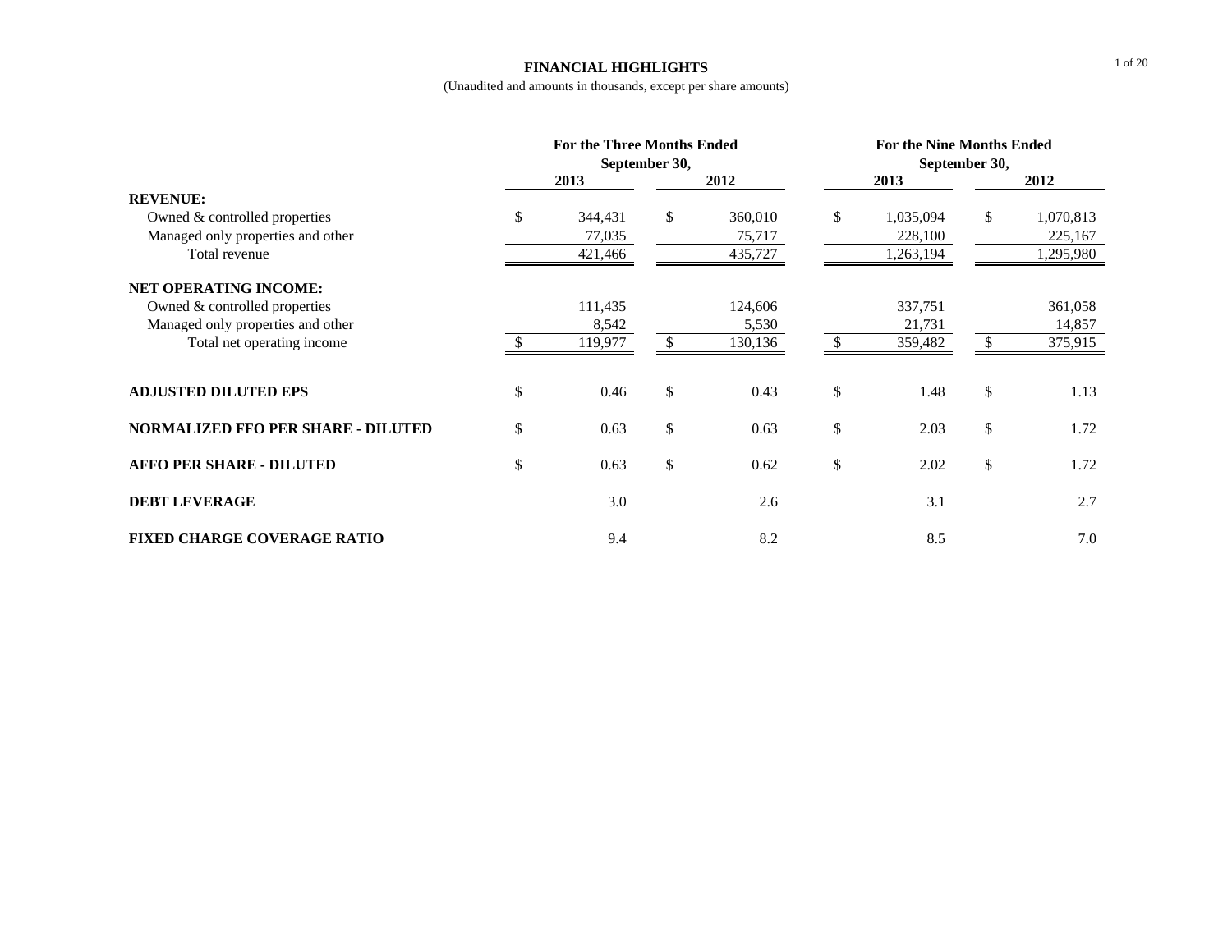# FINANCIAL HIGHLIGHTS

(Unaudited and amounts in thousands, except per share amounts)

| | For the Three Months Ended September 30, | | For the Nine Months Ended September 30, | |
|---|---|---|---|---|
| | 2013 | 2012 | 2013 | 2012 |
| **REVENUE:** | | | | |
| Owned & controlled properties | $ 344,431 | $ 360,010 | $ 1,035,094 | $ 1,070,813 |
| Managed only properties and other | 77,035 | 75,717 | 228,100 | 225,167 |
| Total revenue | 421,466 | 435,727 | 1,263,194 | 1,295,980 |
| **NET OPERATING INCOME:** | | | | |
| Owned & controlled properties | 111,435 | 124,606 | 337,751 | 361,058 |
| Managed only properties and other | 8,542 | 5,530 | 21,731 | 14,857 |
| Total net operating income | $ 119,977 | $ 130,136 | $ 359,482 | $ 375,915 |
| **ADJUSTED DILUTED EPS** | $ 0.46 | $ 0.43 | $ 1.48 | $ 1.13 |
| **NORMALIZED FFO PER SHARE - DILUTED** | $ 0.63 | $ 0.63 | $ 2.03 | $ 1.72 |
| **AFFO PER SHARE - DILUTED** | $ 0.63 | $ 0.62 | $ 2.02 | $ 1.72 |
| **DEBT LEVERAGE** | 3.0 | 2.6 | 3.1 | 2.7 |
| **FIXED CHARGE COVERAGE RATIO** | 9.4 | 8.2 | 8.5 | 7.0 |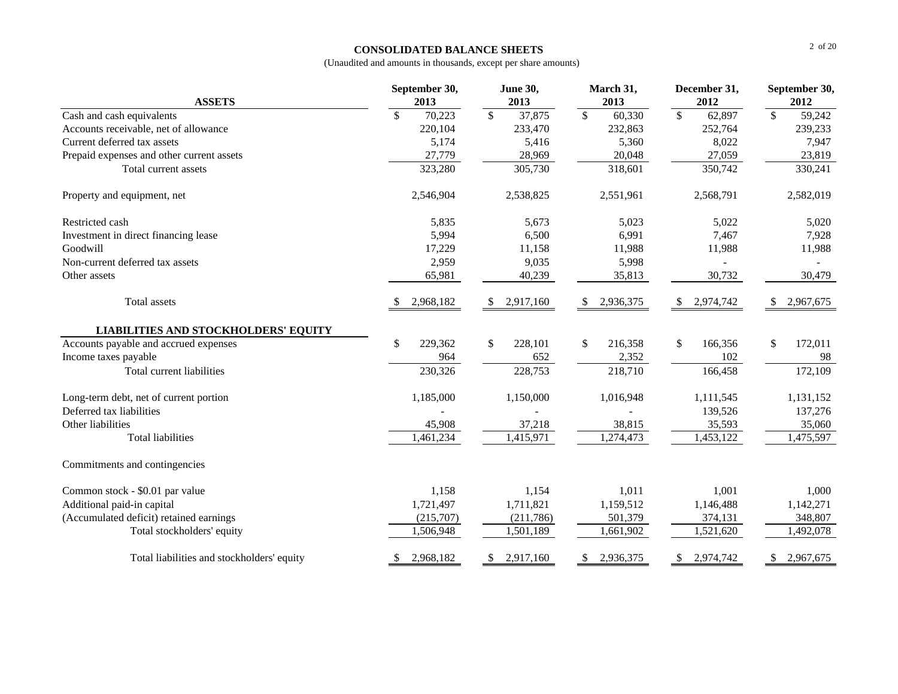# CONSOLIDATED BALANCE SHEETS

(Unaudited and amounts in thousands, except per share amounts)

| ASSETS | September 30, 2013 | June 30, 2013 | March 31, 2013 | December 31, 2012 | September 30, 2012 |
|---|---|---|---|---|---|
| Cash and cash equivalents | $ 70,223 | $ 37,875 | $ 60,330 | $ 62,897 | $ 59,242 |
| Accounts receivable, net of allowance | 220,104 | 233,470 | 232,863 | 252,764 | 239,233 |
| Current deferred tax assets | 5,174 | 5,416 | 5,360 | 8,022 | 7,947 |
| Prepaid expenses and other current assets | 27,779 | 28,969 | 20,048 | 27,059 | 23,819 |
| Total current assets | 323,280 | 305,730 | 318,601 | 350,742 | 330,241 |
| Property and equipment, net | 2,546,904 | 2,538,825 | 2,551,961 | 2,568,791 | 2,582,019 |
| Restricted cash | 5,835 | 5,673 | 5,023 | 5,022 | 5,020 |
| Investment in direct financing lease | 5,994 | 6,500 | 6,991 | 7,467 | 7,928 |
| Goodwill | 17,229 | 11,158 | 11,988 | 11,988 | 11,988 |
| Non-current deferred tax assets | 2,959 | 9,035 | 5,998 | - | - |
| Other assets | 65,981 | 40,239 | 35,813 | 30,732 | 30,479 |
| Total assets | $ 2,968,182 | $ 2,917,160 | $ 2,936,375 | $ 2,974,742 | $ 2,967,675 |
| **LIABILITIES AND STOCKHOLDERS' EQUITY** | | | | | |
| Accounts payable and accrued expenses | $ 229,362 | $ 228,101 | $ 216,358 | $ 166,356 | $ 172,011 |
| Income taxes payable | 964 | 652 | 2,352 | 102 | 98 |
| Total current liabilities | 230,326 | 228,753 | 218,710 | 166,458 | 172,109 |
| Long-term debt, net of current portion | 1,185,000 | 1,150,000 | 1,016,948 | 1,111,545 | 1,131,152 |
| Deferred tax liabilities | - | - | - | 139,526 | 137,276 |
| Other liabilities | 45,908 | 37,218 | 38,815 | 35,593 | 35,060 |
| Total liabilities | 1,461,234 | 1,415,971 | 1,274,473 | 1,453,122 | 1,475,597 |
| Commitments and contingencies | | | | | |
| Common stock - $0.01 par value | 1,158 | 1,154 | 1,011 | 1,001 | 1,000 |
| Additional paid-in capital | 1,721,497 | 1,711,821 | 1,159,512 | 1,146,488 | 1,142,271 |
| (Accumulated deficit) retained earnings | (215,707) | (211,786) | 501,379 | 374,131 | 348,807 |
| Total stockholders' equity | 1,506,948 | 1,501,189 | 1,661,902 | 1,521,620 | 1,492,078 |
| Total liabilities and stockholders' equity | $ 2,968,182 | $ 2,917,160 | $ 2,936,375 | $ 2,974,742 | $ 2,967,675 |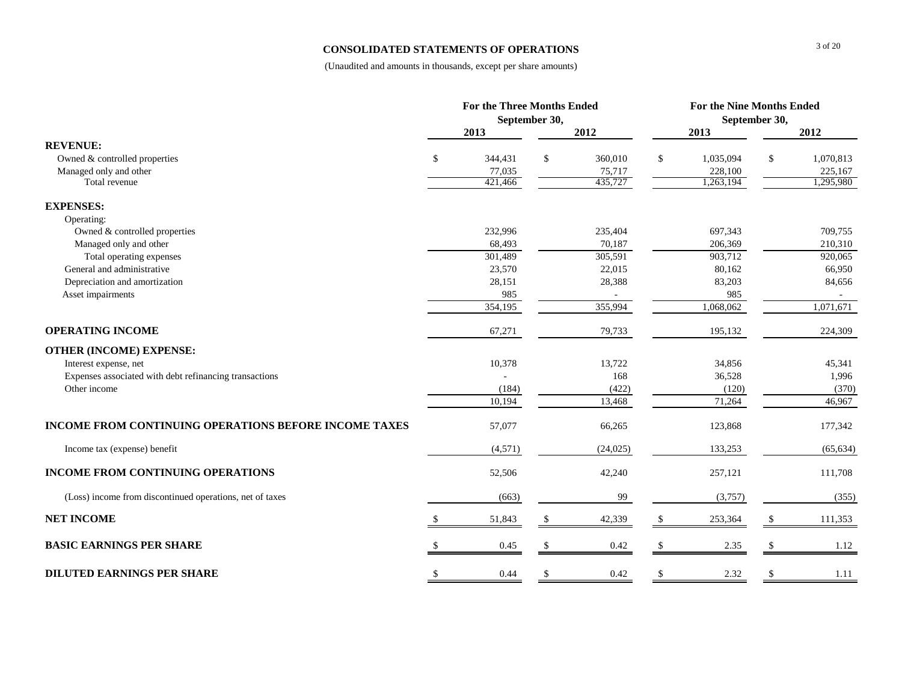## CONSOLIDATED STATEMENTS OF OPERATIONS

(Unaudited and amounts in thousands, except per share amounts)

| | For the Three Months Ended September 30, | | For the Nine Months Ended September 30, | |
|---|---|---|---|---|
| | 2013 | 2012 | 2013 | 2012 |
| **REVENUE:** | | | | |
| Owned & controlled properties | $ 344,431 | $ 360,010 | $ 1,035,094 | $ 1,070,813 |
| Managed only and other | 77,035 | 75,717 | 228,100 | 225,167 |
| Total revenue | 421,466 | 435,727 | 1,263,194 | 1,295,980 |
| **EXPENSES:** | | | | |
| Operating: | | | | |
| Owned & controlled properties | 232,996 | 235,404 | 697,343 | 709,755 |
| Managed only and other | 68,493 | 70,187 | 206,369 | 210,310 |
| Total operating expenses | 301,489 | 305,591 | 903,712 | 920,065 |
| General and administrative | 23,570 | 22,015 | 80,162 | 66,950 |
| Depreciation and amortization | 28,151 | 28,388 | 83,203 | 84,656 |
| Asset impairments | 985 | - | 985 | - |
| | 354,195 | 355,994 | 1,068,062 | 1,071,671 |
| **OPERATING INCOME** | 67,271 | 79,733 | 195,132 | 224,309 |
| **OTHER (INCOME) EXPENSE:** | | | | |
| Interest expense, net | 10,378 | 13,722 | 34,856 | 45,341 |
| Expenses associated with debt refinancing transactions | - | 168 | 36,528 | 1,996 |
| Other income | (184) | (422) | (120) | (370) |
| | 10,194 | 13,468 | 71,264 | 46,967 |
| **INCOME FROM CONTINUING OPERATIONS BEFORE INCOME TAXES** | 57,077 | 66,265 | 123,868 | 177,342 |
| Income tax (expense) benefit | (4,571) | (24,025) | 133,253 | (65,634) |
| **INCOME FROM CONTINUING OPERATIONS** | 52,506 | 42,240 | 257,121 | 111,708 |
| (Loss) income from discontinued operations, net of taxes | (663) | 99 | (3,757) | (355) |
| **NET INCOME** | $ 51,843 | $ 42,339 | $ 253,364 | $ 111,353 |
| **BASIC EARNINGS PER SHARE** | $ 0.45 | $ 0.42 | $ 2.35 | $ 1.12 |
| **DILUTED EARNINGS PER SHARE** | $ 0.44 | $ 0.42 | $ 2.32 | $ 1.11 |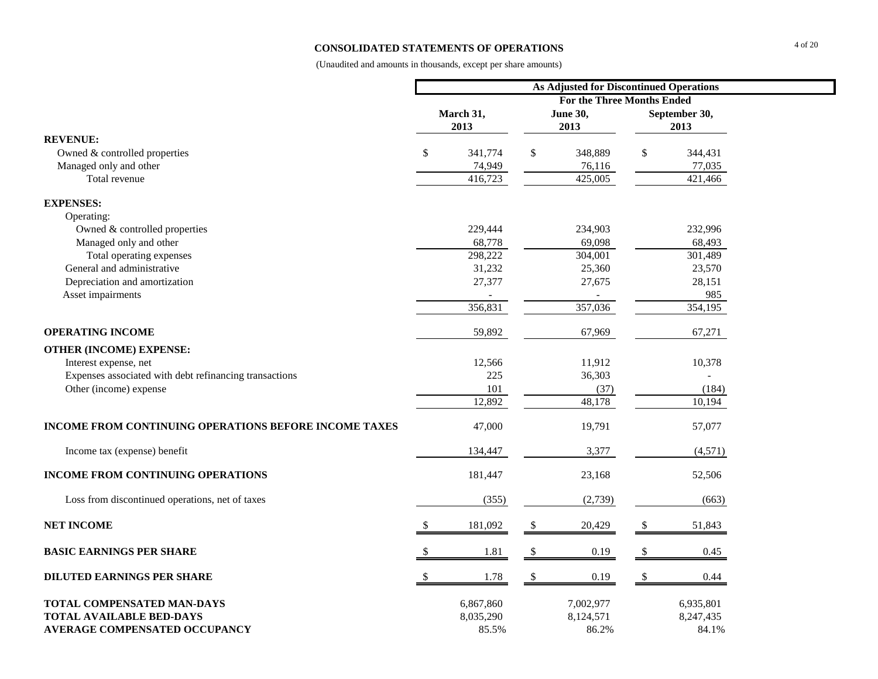## CONSOLIDATED STATEMENTS OF OPERATIONS

(Unaudited and amounts in thousands, except per share amounts)

| | As Adjusted for Discontinued Operations | | |
|---|---|---|---|
| | For the Three Months Ended | | |
| | March 31, 2013 | June 30, 2013 | September 30, 2013 |
| **REVENUE:** | | | |
| Owned & controlled properties | $ 341,774 | $ 348,889 | $ 344,431 |
| Managed only and other | 74,949 | 76,116 | 77,035 |
| Total revenue | 416,723 | 425,005 | 421,466 |
| **EXPENSES:** | | | |
| Operating: | | | |
| Owned & controlled properties | 229,444 | 234,903 | 232,996 |
| Managed only and other | 68,778 | 69,098 | 68,493 |
| Total operating expenses | 298,222 | 304,001 | 301,489 |
| General and administrative | 31,232 | 25,360 | 23,570 |
| Depreciation and amortization | 27,377 | 27,675 | 28,151 |
| Asset impairments | - | - | 985 |
| | 356,831 | 357,036 | 354,195 |
| **OPERATING INCOME** | 59,892 | 67,969 | 67,271 |
| **OTHER (INCOME) EXPENSE:** | | | |
| Interest expense, net | 12,566 | 11,912 | 10,378 |
| Expenses associated with debt refinancing transactions | 225 | 36,303 | - |
| Other (income) expense | 101 | (37) | (184) |
| | 12,892 | 48,178 | 10,194 |
| **INCOME FROM CONTINUING OPERATIONS BEFORE INCOME TAXES** | 47,000 | 19,791 | 57,077 |
| Income tax (expense) benefit | 134,447 | 3,377 | (4,571) |
| **INCOME FROM CONTINUING OPERATIONS** | 181,447 | 23,168 | 52,506 |
| Loss from discontinued operations, net of taxes | (355) | (2,739) | (663) |
| **NET INCOME** | $ 181,092 | $ 20,429 | $ 51,843 |
| **BASIC EARNINGS PER SHARE** | $ 1.81 | $ 0.19 | $ 0.45 |
| **DILUTED EARNINGS PER SHARE** | $ 1.78 | $ 0.19 | $ 0.44 |
| **TOTAL COMPENSATED MAN-DAYS** | 6,867,860 | 7,002,977 | 6,935,801 |
| **TOTAL AVAILABLE BED-DAYS** | 8,035,290 | 8,124,571 | 8,247,435 |
| **AVERAGE COMPENSATED OCCUPANCY** | 85.5% | 86.2% | 84.1% |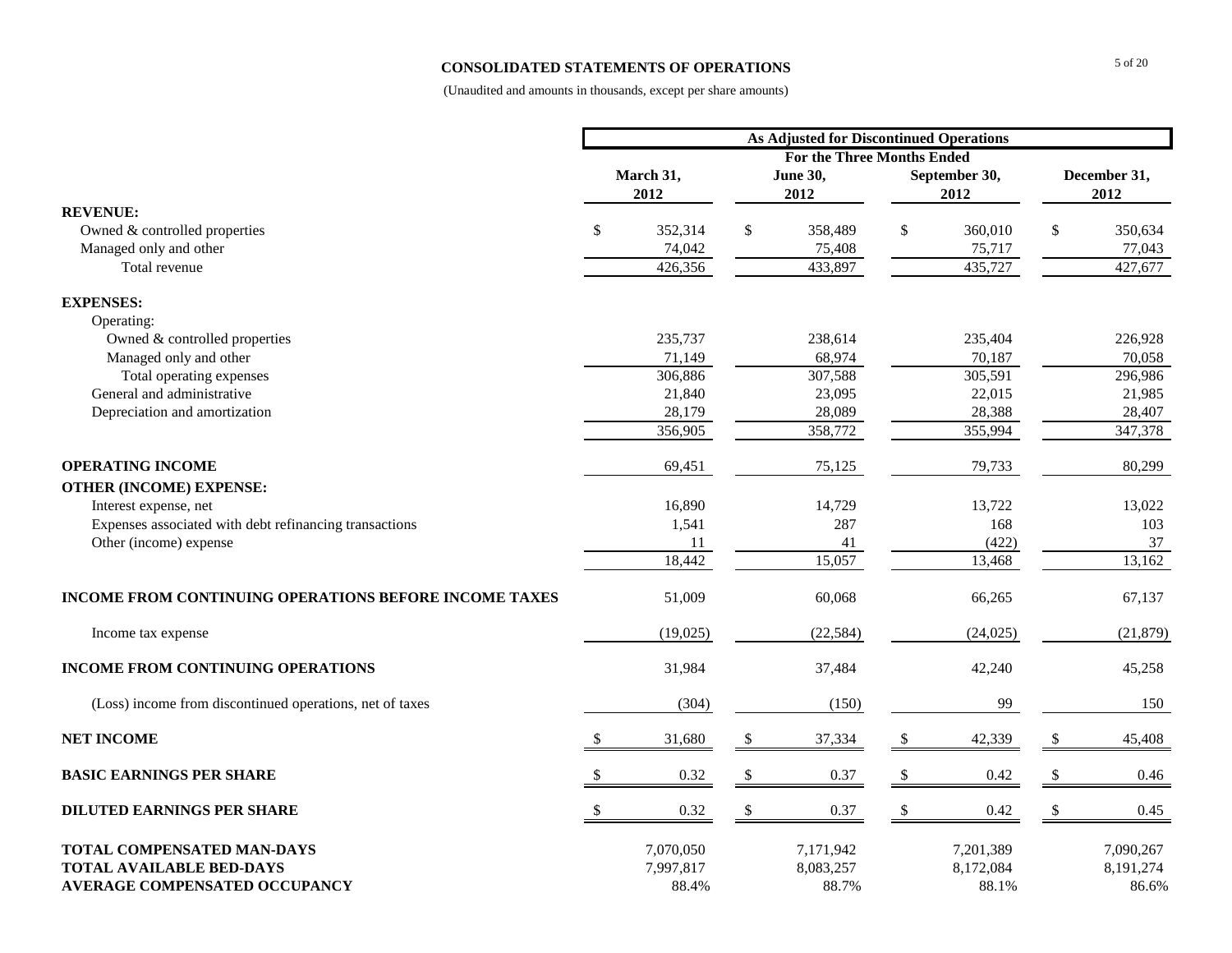## CONSOLIDATED STATEMENTS OF OPERATIONS

(Unaudited and amounts in thousands, except per share amounts)

| | As Adjusted for Discontinued Operations | | | |
|---|---|---|---|---|
| | For the Three Months Ended | | | |
| | March 31, 2012 | June 30, 2012 | September 30, 2012 | December 31, 2012 |
| **REVENUE:** | | | | |
| Owned & controlled properties | $ 352,314 | $ 358,489 | $ 360,010 | $ 350,634 |
| Managed only and other | 74,042 | 75,408 | 75,717 | 77,043 |
| Total revenue | 426,356 | 433,897 | 435,727 | 427,677 |
| **EXPENSES:** | | | | |
| Operating: | | | | |
| Owned & controlled properties | 235,737 | 238,614 | 235,404 | 226,928 |
| Managed only and other | 71,149 | 68,974 | 70,187 | 70,058 |
| Total operating expenses | 306,886 | 307,588 | 305,591 | 296,986 |
| General and administrative | 21,840 | 23,095 | 22,015 | 21,985 |
| Depreciation and amortization | 28,179 | 28,089 | 28,388 | 28,407 |
| | 356,905 | 358,772 | 355,994 | 347,378 |
| **OPERATING INCOME** | 69,451 | 75,125 | 79,733 | 80,299 |
| **OTHER (INCOME) EXPENSE:** | | | | |
| Interest expense, net | 16,890 | 14,729 | 13,722 | 13,022 |
| Expenses associated with debt refinancing transactions | 1,541 | 287 | 168 | 103 |
| Other (income) expense | 11 | 41 | (422) | 37 |
| | 18,442 | 15,057 | 13,468 | 13,162 |
| **INCOME FROM CONTINUING OPERATIONS BEFORE INCOME TAXES** | 51,009 | 60,068 | 66,265 | 67,137 |
| Income tax expense | (19,025) | (22,584) | (24,025) | (21,879) |
| **INCOME FROM CONTINUING OPERATIONS** | 31,984 | 37,484 | 42,240 | 45,258 |
| (Loss) income from discontinued operations, net of taxes | (304) | (150) | 99 | 150 |
| **NET INCOME** | $ 31,680 | $ 37,334 | $ 42,339 | $ 45,408 |
| **BASIC EARNINGS PER SHARE** | $ 0.32 | $ 0.37 | $ 0.42 | $ 0.46 |
| **DILUTED EARNINGS PER SHARE** | $ 0.32 | $ 0.37 | $ 0.42 | $ 0.45 |
| **TOTAL COMPENSATED MAN-DAYS** | 7,070,050 | 7,171,942 | 7,201,389 | 7,090,267 |
| **TOTAL AVAILABLE BED-DAYS** | 7,997,817 | 8,083,257 | 8,172,084 | 8,191,274 |
| **AVERAGE COMPENSATED OCCUPANCY** | 88.4% | 88.7% | 88.1% | 86.6% |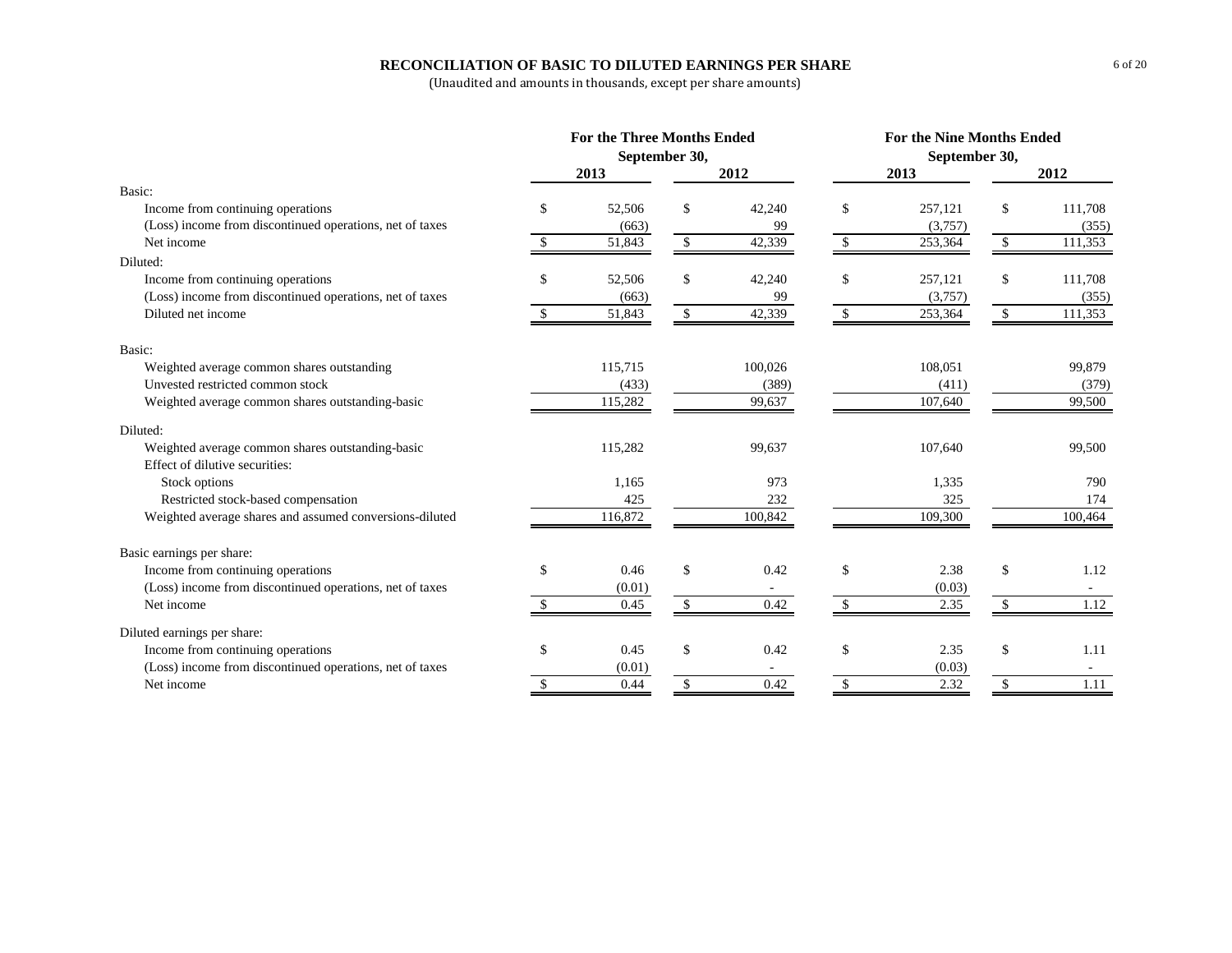## RECONCILIATION OF BASIC TO DILUTED EARNINGS PER SHARE

(Unaudited and amounts in thousands, except per share amounts)

| | For the Three Months Ended September 30, | | For the Nine Months Ended September 30, | |
|---|---|---|---|---|
| | 2013 | 2012 | 2013 | 2012 |
| **Basic:** | | | | |
| Income from continuing operations | $ 52,506 | $ 42,240 | $ 257,121 | $ 111,708 |
| (Loss) income from discontinued operations, net of taxes | (663) | 99 | (3,757) | (355) |
| Net income | $ 51,843 | $ 42,339 | $ 253,364 | $ 111,353 |
| **Diluted:** | | | | |
| Income from continuing operations | $ 52,506 | $ 42,240 | $ 257,121 | $ 111,708 |
| (Loss) income from discontinued operations, net of taxes | (663) | 99 | (3,757) | (355) |
| Diluted net income | $ 51,843 | $ 42,339 | $ 253,364 | $ 111,353 |
| **Basic:** | | | | |
| Weighted average common shares outstanding | 115,715 | 100,026 | 108,051 | 99,879 |
| Unvested restricted common stock | (433) | (389) | (411) | (379) |
| Weighted average common shares outstanding-basic | 115,282 | 99,637 | 107,640 | 99,500 |
| **Diluted:** | | | | |
| Weighted average common shares outstanding-basic | 115,282 | 99,637 | 107,640 | 99,500 |
| Effect of dilutive securities: | | | | |
| Stock options | 1,165 | 973 | 1,335 | 790 |
| Restricted stock-based compensation | 425 | 232 | 325 | 174 |
| Weighted average shares and assumed conversions-diluted | 116,872 | 100,842 | 109,300 | 100,464 |
| **Basic earnings per share:** | | | | |
| Income from continuing operations | $ 0.46 | $ 0.42 | $ 2.38 | $ 1.12 |
| (Loss) income from discontinued operations, net of taxes | (0.01) | - | (0.03) | - |
| Net income | $ 0.45 | $ 0.42 | $ 2.35 | $ 1.12 |
| **Diluted earnings per share:** | | | | |
| Income from continuing operations | $ 0.45 | $ 0.42 | $ 2.35 | $ 1.11 |
| (Loss) income from discontinued operations, net of taxes | (0.01) | - | (0.03) | - |
| Net income | $ 0.44 | $ 0.42 | $ 2.32 | $ 1.11 |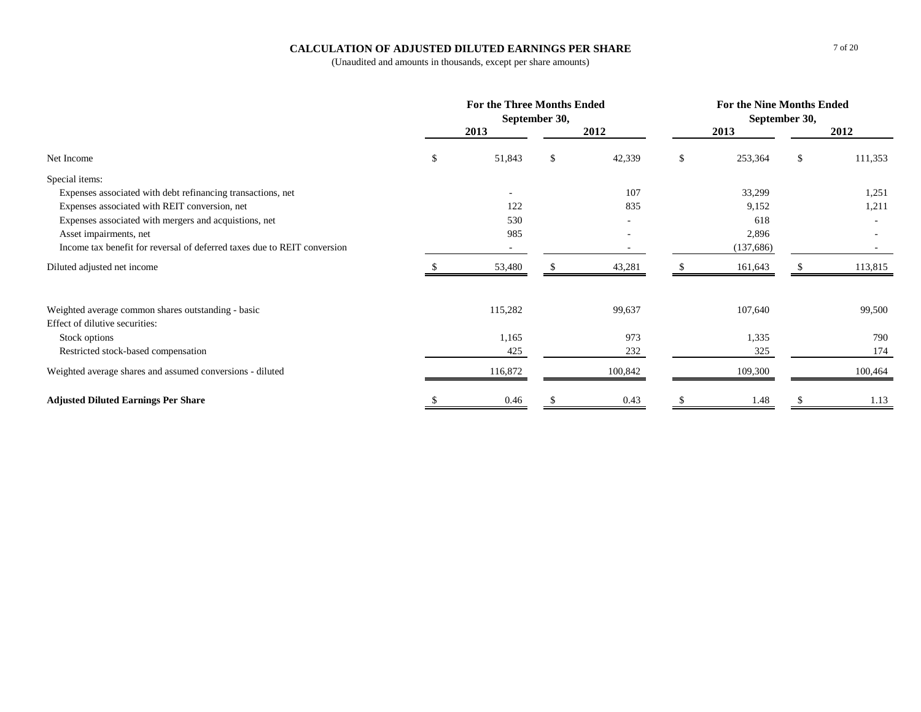## CALCULATION OF ADJUSTED DILUTED EARNINGS PER SHARE

(Unaudited and amounts in thousands, except per share amounts)

| | For the Three Months Ended September 30, | | For the Nine Months Ended September 30, | |
|---|---|---|---|---|
| | 2013 | 2012 | 2013 | 2012 |
| Net Income | $ 51,843 | $ 42,339 | $ 253,364 | $ 111,353 |
| Special items: | | | | |
| Expenses associated with debt refinancing transactions, net | - | 107 | 33,299 | 1,251 |
| Expenses associated with REIT conversion, net | 122 | 835 | 9,152 | 1,211 |
| Expenses associated with mergers and acquistions, net | 530 | - | 618 | - |
| Asset impairments, net | 985 | - | 2,896 | - |
| Income tax benefit for reversal of deferred taxes due to REIT conversion | - | - | (137,686) | - |
| Diluted adjusted net income | $ 53,480 | $ 43,281 | $ 161,643 | $ 113,815 |
| | | | | |
| Weighted average common shares outstanding - basic | 115,282 | 99,637 | 107,640 | 99,500 |
| Effect of dilutive securities: | | | | |
| Stock options | 1,165 | 973 | 1,335 | 790 |
| Restricted stock-based compensation | 425 | 232 | 325 | 174 |
| Weighted average shares and assumed conversions - diluted | 116,872 | 100,842 | 109,300 | 100,464 |
| | | | | |
| **Adjusted Diluted Earnings Per Share** | $ 0.46 | $ 0.43 | $ 1.48 | $ 1.13 |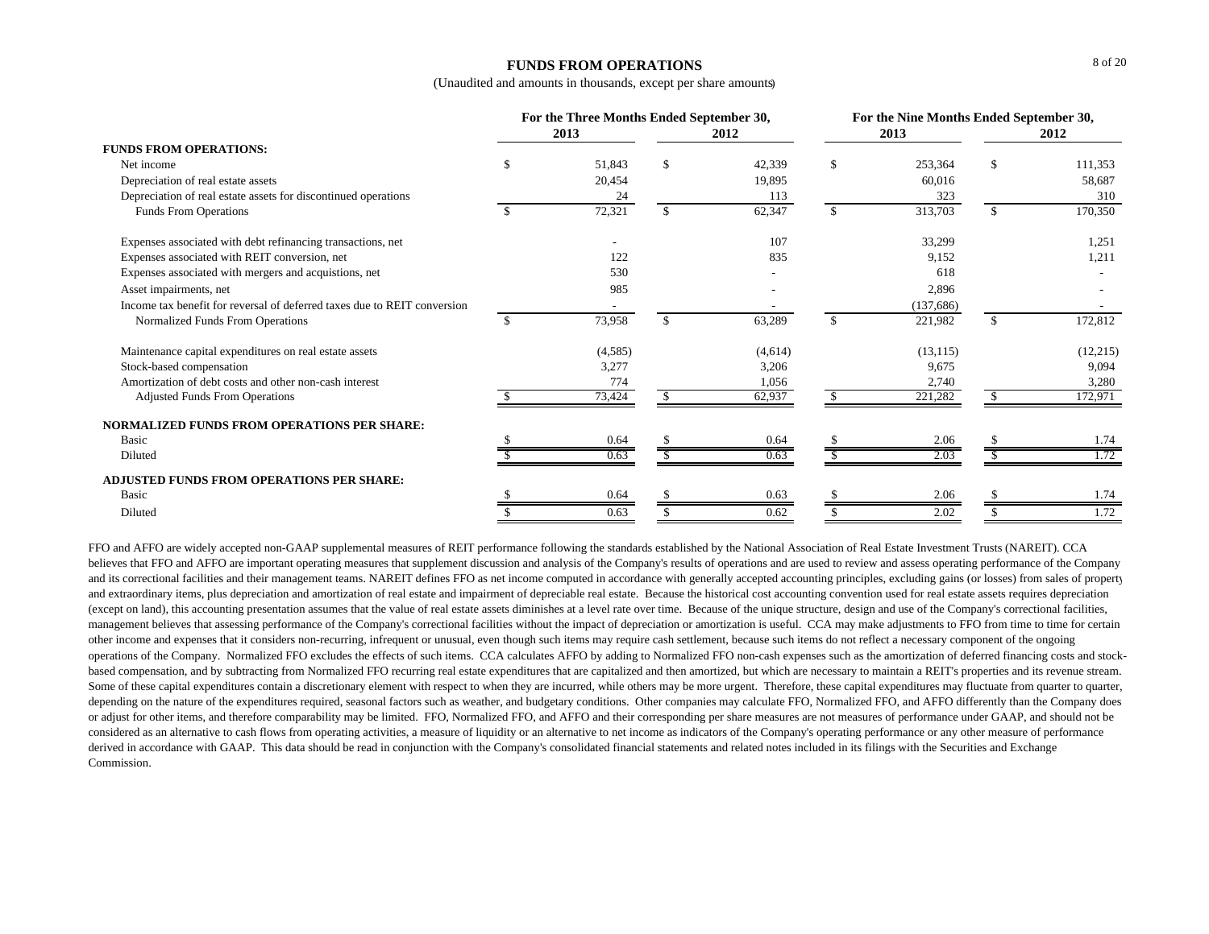# FUNDS FROM OPERATIONS

(Unaudited and amounts in thousands, except per share amounts)

| | For the Three Months Ended September 30, | | For the Nine Months Ended September 30, | |
|---|---|---|---|---|
| | 2013 | 2012 | 2013 | 2012 |
| **FUNDS FROM OPERATIONS:** | | | | |
| Net income | $ 51,843 | $ 42,339 | $ 253,364 | $ 111,353 |
| Depreciation of real estate assets | 20,454 | 19,895 | 60,016 | 58,687 |
| Depreciation of real estate assets for discontinued operations | 24 | 113 | 323 | 310 |
| Funds From Operations | $ 72,321 | $ 62,347 | $ 313,703 | $ 170,350 |
| Expenses associated with debt refinancing transactions, net | - | 107 | 33,299 | 1,251 |
| Expenses associated with REIT conversion, net | 122 | 835 | 9,152 | 1,211 |
| Expenses associated with mergers and acquistions, net | 530 | - | 618 | - |
| Asset impairments, net | 985 | - | 2,896 | - |
| Income tax benefit for reversal of deferred taxes due to REIT conversion | - | - | (137,686) | - |
| Normalized Funds From Operations | $ 73,958 | $ 63,289 | $ 221,982 | $ 172,812 |
| Maintenance capital expenditures on real estate assets | (4,585) | (4,614) | (13,115) | (12,215) |
| Stock-based compensation | 3,277 | 3,206 | 9,675 | 9,094 |
| Amortization of debt costs and other non-cash interest | 774 | 1,056 | 2,740 | 3,280 |
| Adjusted Funds From Operations | $ 73,424 | $ 62,937 | $ 221,282 | $ 172,971 |
| **NORMALIZED FUNDS FROM OPERATIONS PER SHARE:** | | | | |
| Basic | $ 0.64 | $ 0.64 | $ 2.06 | $ 1.74 |
| Diluted | $ 0.63 | $ 0.63 | $ 2.03 | $ 1.72 |
| **ADJUSTED FUNDS FROM OPERATIONS PER SHARE:** | | | | |
| Basic | $ 0.64 | $ 0.63 | $ 2.06 | $ 1.74 |
| Diluted | $ 0.63 | $ 0.62 | $ 2.02 | $ 1.72 |

FFO and AFFO are widely accepted non-GAAP supplemental measures of REIT performance following the standards established by the National Association of Real Estate Investment Trusts (NAREIT). CCA believes that FFO and AFFO are important operating measures that supplement discussion and analysis of the Company's results of operations and are used to review and assess operating performance of the Company and its correctional facilities and their management teams. NAREIT defines FFO as net income computed in accordance with generally accepted accounting principles, excluding gains (or losses) from sales of property and extraordinary items, plus depreciation and amortization of real estate and impairment of depreciable real estate. Because the historical cost accounting convention used for real estate assets requires depreciation (except on land), this accounting presentation assumes that the value of real estate assets diminishes at a level rate over time. Because of the unique structure, design and use of the Company's correctional facilities, management believes that assessing performance of the Company's correctional facilities without the impact of depreciation or amortization is useful. CCA may make adjustments to FFO from time to time for certain other income and expenses that it considers non-recurring, infrequent or unusual, even though such items may require cash settlement, because such items do not reflect a necessary component of the ongoing operations of the Company. Normalized FFO excludes the effects of such items. CCA calculates AFFO by adding to Normalized FFO non-cash expenses such as the amortization of deferred financing costs and stock-based compensation, and by subtracting from Normalized FFO recurring real estate expenditures that are capitalized and then amortized, but which are necessary to maintain a REIT's properties and its revenue stream. Some of these capital expenditures contain a discretionary element with respect to when they are incurred, while others may be more urgent. Therefore, these capital expenditures may fluctuate from quarter to quarter, depending on the nature of the expenditures required, seasonal factors such as weather, and budgetary conditions. Other companies may calculate FFO, Normalized FFO, and AFFO differently than the Company does or adjust for other items, and therefore comparability may be limited. FFO, Normalized FFO, and AFFO and their corresponding per share measures are not measures of performance under GAAP, and should not be considered as an alternative to cash flows from operating activities, a measure of liquidity or an alternative to net income as indicators of the Company's operating performance or any other measure of performance derived in accordance with GAAP. This data should be read in conjunction with the Company's consolidated financial statements and related notes included in its filings with the Securities and Exchange Commission.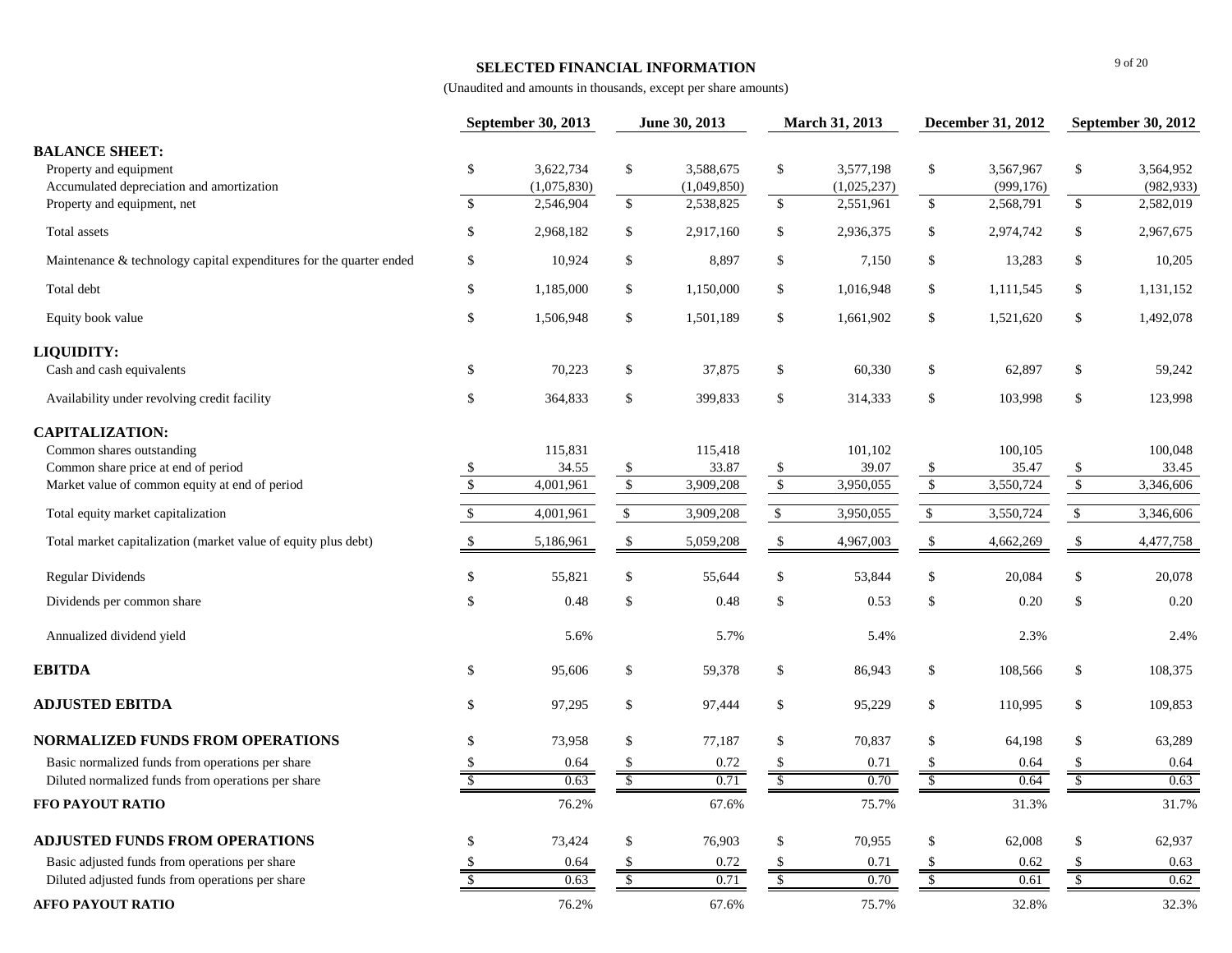# SELECTED FINANCIAL INFORMATION

(Unaudited and amounts in thousands, except per share amounts)

| | September 30, 2013 | June 30, 2013 | March 31, 2013 | December 31, 2012 | September 30, 2012 |
|---|---|---|---|---|---|
| **BALANCE SHEET:** | | | | | |
| Property and equipment | $ 3,622,734 | $ 3,588,675 | $ 3,577,198 | $ 3,567,967 | $ 3,564,952 |
| Accumulated depreciation and amortization | (1,075,830) | (1,049,850) | (1,025,237) | (999,176) | (982,933) |
| Property and equipment, net | $ 2,546,904 | $ 2,538,825 | $ 2,551,961 | $ 2,568,791 | $ 2,582,019 |
| Total assets | $ 2,968,182 | $ 2,917,160 | $ 2,936,375 | $ 2,974,742 | $ 2,967,675 |
| Maintenance & technology capital expenditures for the quarter ended | $ 10,924 | $ 8,897 | $ 7,150 | $ 13,283 | $ 10,205 |
| Total debt | $ 1,185,000 | $ 1,150,000 | $ 1,016,948 | $ 1,111,545 | $ 1,131,152 |
| Equity book value | $ 1,506,948 | $ 1,501,189 | $ 1,661,902 | $ 1,521,620 | $ 1,492,078 |
| **LIQUIDITY:** | | | | | |
| Cash and cash equivalents | $ 70,223 | $ 37,875 | $ 60,330 | $ 62,897 | $ 59,242 |
| Availability under revolving credit facility | $ 364,833 | $ 399,833 | $ 314,333 | $ 103,998 | $ 123,998 |
| **CAPITALIZATION:** | | | | | |
| Common shares outstanding | 115,831 | 115,418 | 101,102 | 100,105 | 100,048 |
| Common share price at end of period | $ 34.55 | $ 33.87 | $ 39.07 | $ 35.47 | $ 33.45 |
| Market value of common equity at end of period | $ 4,001,961 | $ 3,909,208 | $ 3,950,055 | $ 3,550,724 | $ 3,346,606 |
| Total equity market capitalization | $ 4,001,961 | $ 3,909,208 | $ 3,950,055 | $ 3,550,724 | $ 3,346,606 |
| Total market capitalization (market value of equity plus debt) | $ 5,186,961 | $ 5,059,208 | $ 4,967,003 | $ 4,662,269 | $ 4,477,758 |
| Regular Dividends | $ 55,821 | $ 55,644 | $ 53,844 | $ 20,084 | $ 20,078 |
| Dividends per common share | $ 0.48 | $ 0.48 | $ 0.53 | $ 0.20 | $ 0.20 |
| Annualized dividend yield | 5.6% | 5.7% | 5.4% | 2.3% | 2.4% |
| **EBITDA** | $ 95,606 | $ 59,378 | $ 86,943 | $ 108,566 | $ 108,375 |
| **ADJUSTED EBITDA** | $ 97,295 | $ 97,444 | $ 95,229 | $ 110,995 | $ 109,853 |
| **NORMALIZED FUNDS FROM OPERATIONS** | $ 73,958 | $ 77,187 | $ 70,837 | $ 64,198 | $ 63,289 |
| Basic normalized funds from operations per share | $ 0.64 | $ 0.72 | $ 0.71 | $ 0.64 | $ 0.64 |
| Diluted normalized funds from operations per share | $ 0.63 | $ 0.71 | $ 0.70 | $ 0.64 | $ 0.63 |
| **FFO PAYOUT RATIO** | 76.2% | 67.6% | 75.7% | 31.3% | 31.7% |
| **ADJUSTED FUNDS FROM OPERATIONS** | $ 73,424 | $ 76,903 | $ 70,955 | $ 62,008 | $ 62,937 |
| Basic adjusted funds from operations per share | $ 0.64 | $ 0.72 | $ 0.71 | $ 0.62 | $ 0.63 |
| Diluted adjusted funds from operations per share | $ 0.63 | $ 0.71 | $ 0.70 | $ 0.61 | $ 0.62 |
| **AFFO PAYOUT RATIO** | 76.2% | 67.6% | 75.7% | 32.8% | 32.3% |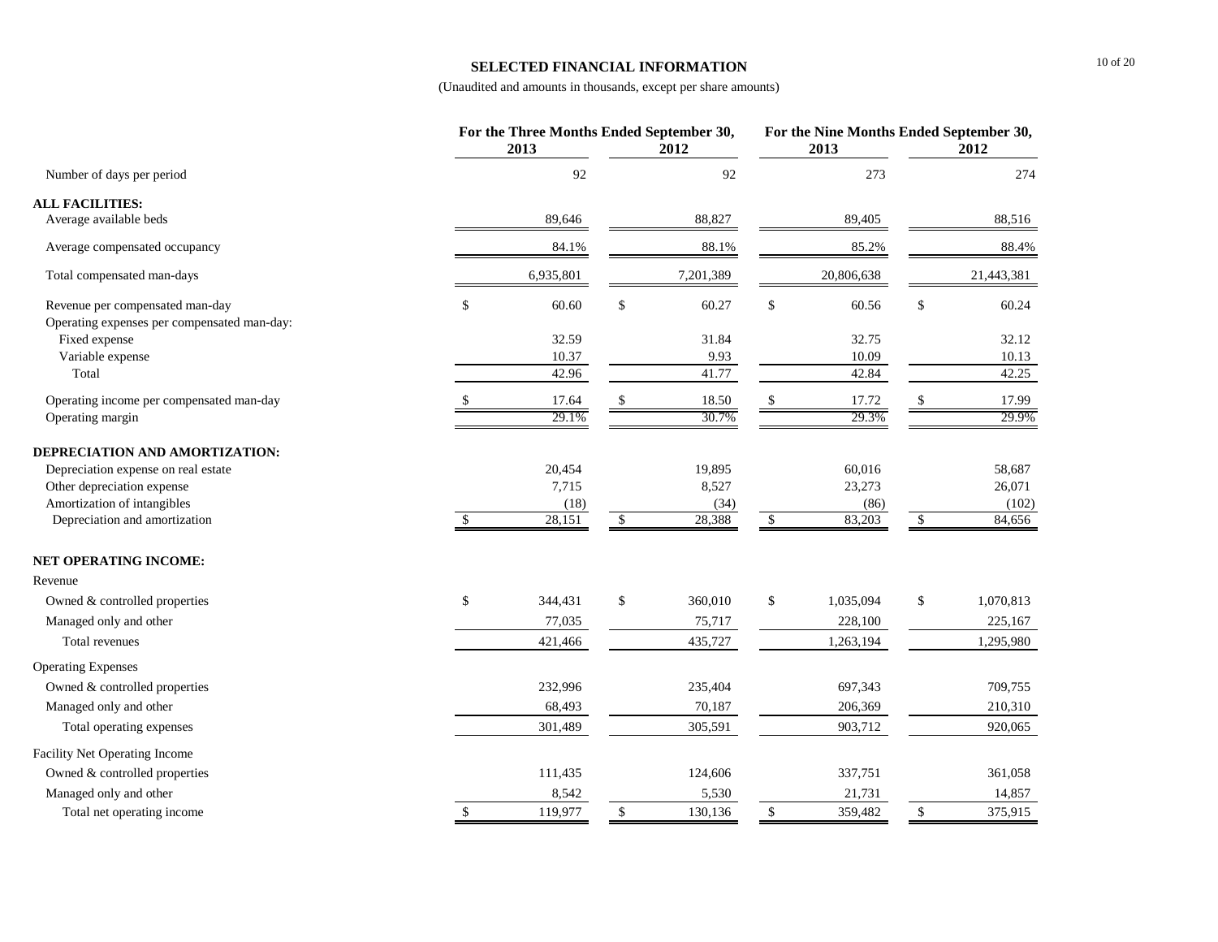## SELECTED FINANCIAL INFORMATION

(Unaudited and amounts in thousands, except per share amounts)

| | For the Three Months Ended September 30, | | For the Nine Months Ended September 30, | |
|---|---|---|---|---|
| | 2013 | 2012 | 2013 | 2012 |
| Number of days per period | 92 | 92 | 273 | 274 |
| **ALL FACILITIES:** | | | | |
| Average available beds | 89,646 | 88,827 | 89,405 | 88,516 |
| Average compensated occupancy | 84.1% | 88.1% | 85.2% | 88.4% |
| Total compensated man-days | 6,935,801 | 7,201,389 | 20,806,638 | 21,443,381 |
| Revenue per compensated man-day | $ 60.60 | $ 60.27 | $ 60.56 | $ 60.24 |
| Operating expenses per compensated man-day: | | | | |
| Fixed expense | 32.59 | 31.84 | 32.75 | 32.12 |
| Variable expense | 10.37 | 9.93 | 10.09 | 10.13 |
| Total | 42.96 | 41.77 | 42.84 | 42.25 |
| Operating income per compensated man-day | $ 17.64 | $ 18.50 | $ 17.72 | $ 17.99 |
| Operating margin | 29.1% | 30.7% | 29.3% | 29.9% |
| **DEPRECIATION AND AMORTIZATION:** | | | | |
| Depreciation expense on real estate | 20,454 | 19,895 | 60,016 | 58,687 |
| Other depreciation expense | 7,715 | 8,527 | 23,273 | 26,071 |
| Amortization of intangibles | (18) | (34) | (86) | (102) |
| Depreciation and amortization | $ 28,151 | $ 28,388 | $ 83,203 | $ 84,656 |
| **NET OPERATING INCOME:** | | | | |
| Revenue | | | | |
| Owned & controlled properties | $ 344,431 | $ 360,010 | $ 1,035,094 | $ 1,070,813 |
| Managed only and other | 77,035 | 75,717 | 228,100 | 225,167 |
| Total revenues | 421,466 | 435,727 | 1,263,194 | 1,295,980 |
| Operating Expenses | | | | |
| Owned & controlled properties | 232,996 | 235,404 | 697,343 | 709,755 |
| Managed only and other | 68,493 | 70,187 | 206,369 | 210,310 |
| Total operating expenses | 301,489 | 305,591 | 903,712 | 920,065 |
| Facility Net Operating Income | | | | |
| Owned & controlled properties | 111,435 | 124,606 | 337,751 | 361,058 |
| Managed only and other | 8,542 | 5,530 | 21,731 | 14,857 |
| Total net operating income | $ 119,977 | $ 130,136 | $ 359,482 | $ 375,915 |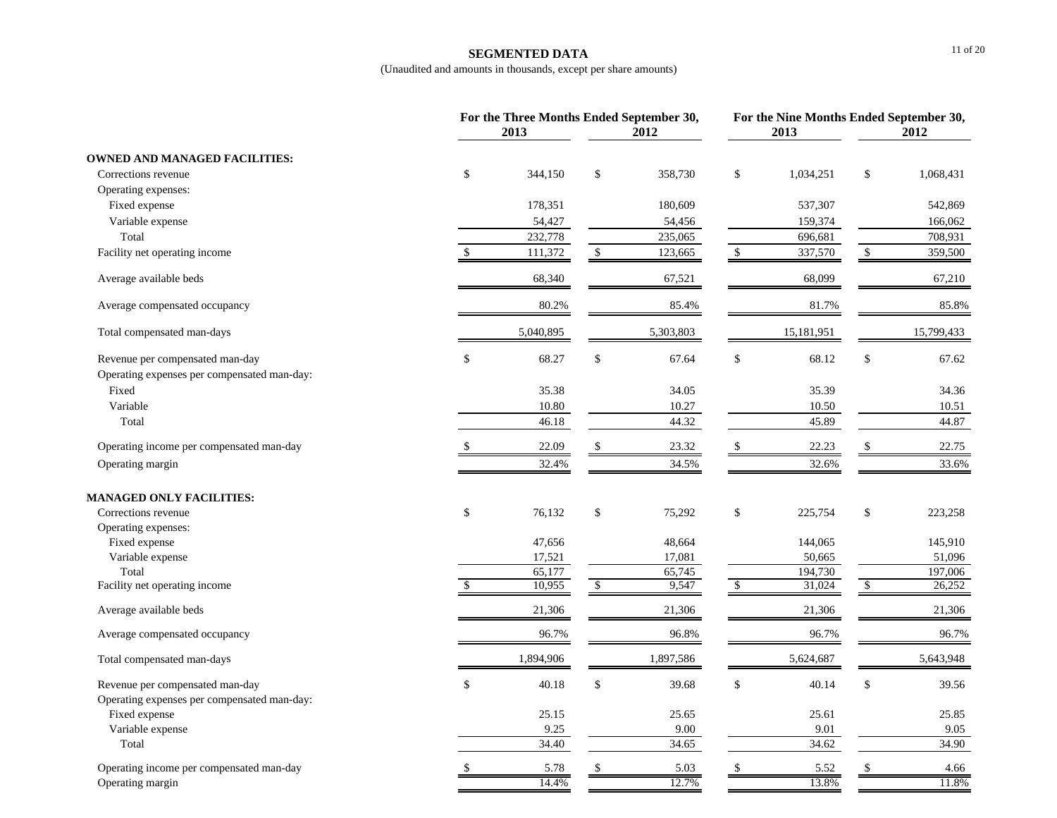# SEGMENTED DATA

(Unaudited and amounts in thousands, except per share amounts)

| | For the Three Months Ended September 30, | | For the Nine Months Ended September 30, | |
|---|---|---|---|---|
| | 2013 | 2012 | 2013 | 2012 |
| **OWNED AND MANAGED FACILITIES:** | | | | |
| Corrections revenue | $ 344,150 | $ 358,730 | $ 1,034,251 | $ 1,068,431 |
| Operating expenses: | | | | |
| Fixed expense | 178,351 | 180,609 | 537,307 | 542,869 |
| Variable expense | 54,427 | 54,456 | 159,374 | 166,062 |
| Total | 232,778 | 235,065 | 696,681 | 708,931 |
| Facility net operating income | $ 111,372 | $ 123,665 | $ 337,570 | $ 359,500 |
| Average available beds | 68,340 | 67,521 | 68,099 | 67,210 |
| Average compensated occupancy | 80.2% | 85.4% | 81.7% | 85.8% |
| Total compensated man-days | 5,040,895 | 5,303,803 | 15,181,951 | 15,799,433 |
| Revenue per compensated man-day | $ 68.27 | $ 67.64 | $ 68.12 | $ 67.62 |
| Operating expenses per compensated man-day: | | | | |
| Fixed | 35.38 | 34.05 | 35.39 | 34.36 |
| Variable | 10.80 | 10.27 | 10.50 | 10.51 |
| Total | 46.18 | 44.32 | 45.89 | 44.87 |
| Operating income per compensated man-day | $ 22.09 | $ 23.32 | $ 22.23 | $ 22.75 |
| Operating margin | 32.4% | 34.5% | 32.6% | 33.6% |
| **MANAGED ONLY FACILITIES:** | | | | |
| Corrections revenue | $ 76,132 | $ 75,292 | $ 225,754 | $ 223,258 |
| Operating expenses: | | | | |
| Fixed expense | 47,656 | 48,664 | 144,065 | 145,910 |
| Variable expense | 17,521 | 17,081 | 50,665 | 51,096 |
| Total | 65,177 | 65,745 | 194,730 | 197,006 |
| Facility net operating income | $ 10,955 | $ 9,547 | $ 31,024 | $ 26,252 |
| Average available beds | 21,306 | 21,306 | 21,306 | 21,306 |
| Average compensated occupancy | 96.7% | 96.8% | 96.7% | 96.7% |
| Total compensated man-days | 1,894,906 | 1,897,586 | 5,624,687 | 5,643,948 |
| Revenue per compensated man-day | $ 40.18 | $ 39.68 | $ 40.14 | $ 39.56 |
| Operating expenses per compensated man-day: | | | | |
| Fixed expense | 25.15 | 25.65 | 25.61 | 25.85 |
| Variable expense | 9.25 | 9.00 | 9.01 | 9.05 |
| Total | 34.40 | 34.65 | 34.62 | 34.90 |
| Operating income per compensated man-day | $ 5.78 | $ 5.03 | $ 5.52 | $ 4.66 |
| Operating margin | 14.4% | 12.7% | 13.8% | 11.8% |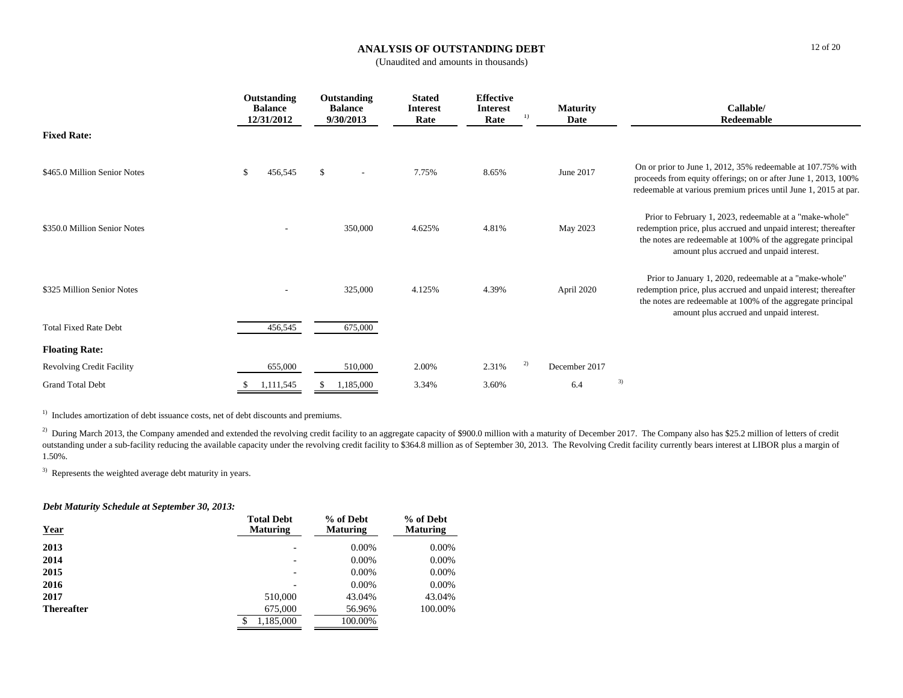# ANALYSIS OF OUTSTANDING DEBT

(Unaudited and amounts in thousands)

| | Outstanding Balance 12/31/2012 | Outstanding Balance 9/30/2013 | Stated Interest Rate | Effective Interest Rate [1] | Maturity Date | Callable/ Redeemable |
|---|---|---|---|---|---|---|
| **Fixed Rate:** | | | | | | |
| $465.0 Million Senior Notes | $ 456,545 | $ - | 7.75% | 8.65% | June 2017 | On or prior to June 1, 2012, 35% redeemable at 107.75% with proceeds from equity offerings; on or after June 1, 2013, 100% redeemable at various premium prices until June 1, 2015 at par. |
| $350.0 Million Senior Notes | - | 350,000 | 4.625% | 4.81% | May 2023 | Prior to February 1, 2023, redeemable at a "make-whole" redemption price, plus accrued and unpaid interest; thereafter the notes are redeemable at 100% of the aggregate principal amount plus accrued and unpaid interest. |
| $325 Million Senior Notes | - | 325,000 | 4.125% | 4.39% | April 2020 | Prior to January 1, 2020, redeemable at a "make-whole" redemption price, plus accrued and unpaid interest; thereafter the notes are redeemable at 100% of the aggregate principal amount plus accrued and unpaid interest. |
| Total Fixed Rate Debt | 456,545 | 675,000 | | | | |
| **Floating Rate:** | | | | | | |
| Revolving Credit Facility | 655,000 | 510,000 | 2.00% | 2.31% [2] | December 2017 | |
| Grand Total Debt | $ 1,111,545 | $ 1,185,000 | 3.34% | 3.60% | 6.4 [3] | |

[1] Includes amortization of debt issuance costs, net of debt discounts and premiums.

[2] During March 2013, the Company amended and extended the revolving credit facility to an aggregate capacity of $900.0 million with a maturity of December 2017. The Company also has $25.2 million of letters of credit outstanding under a sub-facility reducing the available capacity under the revolving credit facility to $364.8 million as of September 30, 2013. The Revolving Credit facility currently bears interest at LIBOR plus a margin of 1.50%.

[3] Represents the weighted average debt maturity in years.

***Debt Maturity Schedule at September 30, 2013:***

| Year | Total Debt Maturing | % of Debt Maturing | % of Debt Maturing |
|---|---|---|---|
| **2013** | - | 0.00% | 0.00% |
| **2014** | - | 0.00% | 0.00% |
| **2015** | - | 0.00% | 0.00% |
| **2016** | - | 0.00% | 0.00% |
| **2017** | 510,000 | 43.04% | 43.04% |
| **Thereafter** | 675,000 | 56.96% | 100.00% |
| | $ 1,185,000 | 100.00% | |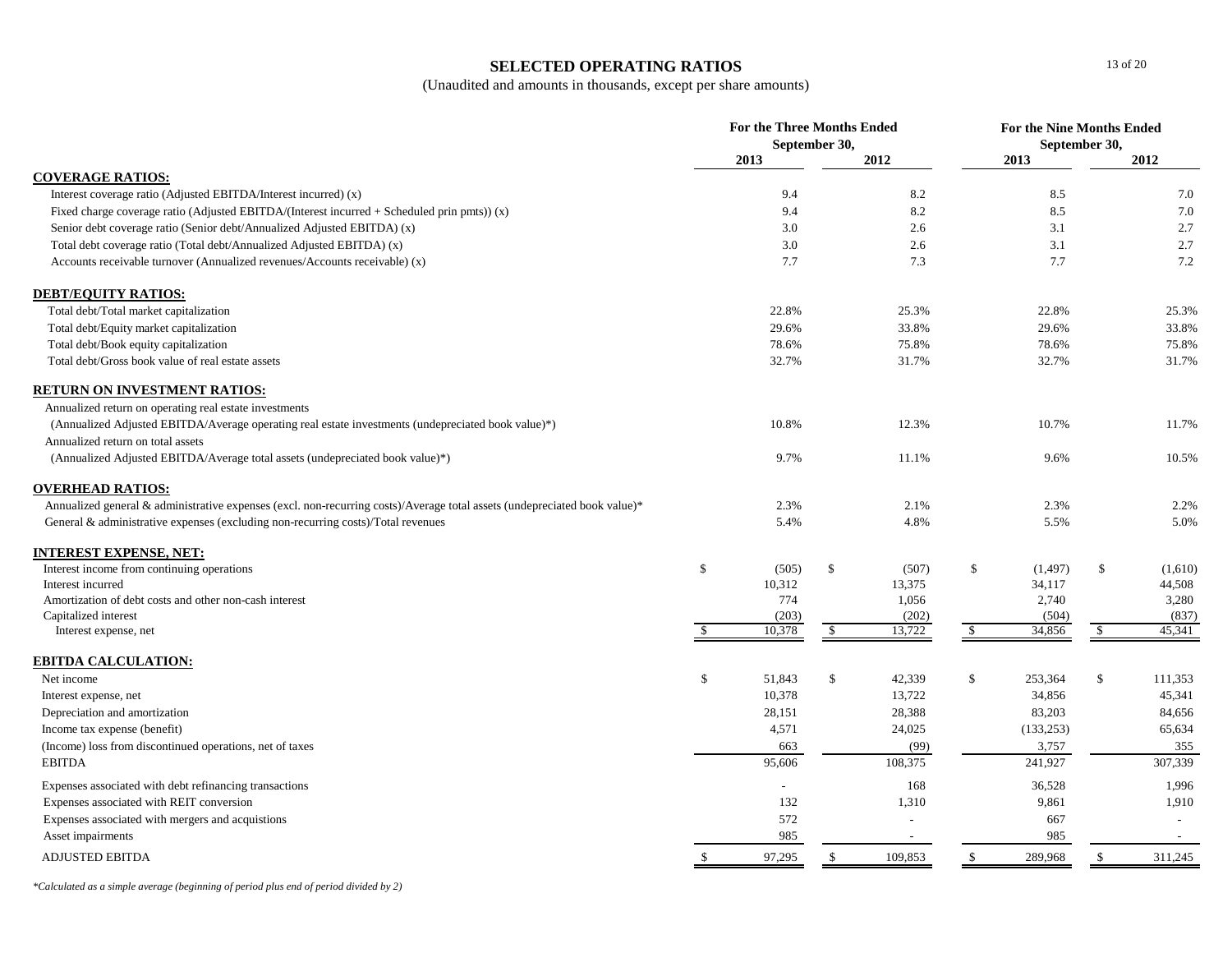# SELECTED OPERATING RATIOS

(Unaudited and amounts in thousands, except per share amounts)

| | For the Three Months Ended September 30, | | For the Nine Months Ended September 30, | |
|---|---|---|---|---|
| | 2013 | 2012 | 2013 | 2012 |
| **COVERAGE RATIOS:** | | | | |
| Interest coverage ratio (Adjusted EBITDA/Interest incurred) (x) | 9.4 | 8.2 | 8.5 | 7.0 |
| Fixed charge coverage ratio (Adjusted EBITDA/(Interest incurred + Scheduled prin pmts)) (x) | 9.4 | 8.2 | 8.5 | 7.0 |
| Senior debt coverage ratio (Senior debt/Annualized Adjusted EBITDA) (x) | 3.0 | 2.6 | 3.1 | 2.7 |
| Total debt coverage ratio (Total debt/Annualized Adjusted EBITDA) (x) | 3.0 | 2.6 | 3.1 | 2.7 |
| Accounts receivable turnover (Annualized revenues/Accounts receivable) (x) | 7.7 | 7.3 | 7.7 | 7.2 |
| **DEBT/EQUITY RATIOS:** | | | | |
| Total debt/Total market capitalization | 22.8% | 25.3% | 22.8% | 25.3% |
| Total debt/Equity market capitalization | 29.6% | 33.8% | 29.6% | 33.8% |
| Total debt/Book equity capitalization | 78.6% | 75.8% | 78.6% | 75.8% |
| Total debt/Gross book value of real estate assets | 32.7% | 31.7% | 32.7% | 31.7% |
| **RETURN ON INVESTMENT RATIOS:** | | | | |
| Annualized return on operating real estate investments (Annualized Adjusted EBITDA/Average operating real estate investments (undepreciated book value)*) | 10.8% | 12.3% | 10.7% | 11.7% |
| Annualized return on total assets (Annualized Adjusted EBITDA/Average total assets (undepreciated book value)*) | 9.7% | 11.1% | 9.6% | 10.5% |
| **OVERHEAD RATIOS:** | | | | |
| Annualized general & administrative expenses (excl. non-recurring costs)/Average total assets (undepreciated book value)* | 2.3% | 2.1% | 2.3% | 2.2% |
| General & administrative expenses (excluding non-recurring costs)/Total revenues | 5.4% | 4.8% | 5.5% | 5.0% |
| **INTEREST EXPENSE, NET:** | | | | |
| Interest income from continuing operations | $ (505) | $ (507) | $ (1,497) | $ (1,610) |
| Interest incurred | 10,312 | 13,375 | 34,117 | 44,508 |
| Amortization of debt costs and other non-cash interest | 774 | 1,056 | 2,740 | 3,280 |
| Capitalized interest | (203) | (202) | (504) | (837) |
| Interest expense, net | $ 10,378 | $ 13,722 | $ 34,856 | $ 45,341 |
| **EBITDA CALCULATION:** | | | | |
| Net income | $ 51,843 | $ 42,339 | $ 253,364 | $ 111,353 |
| Interest expense, net | 10,378 | 13,722 | 34,856 | 45,341 |
| Depreciation and amortization | 28,151 | 28,388 | 83,203 | 84,656 |
| Income tax expense (benefit) | 4,571 | 24,025 | (133,253) | 65,634 |
| (Income) loss from discontinued operations, net of taxes | 663 | (99) | 3,757 | 355 |
| EBITDA | 95,606 | 108,375 | 241,927 | 307,339 |
| Expenses associated with debt refinancing transactions | - | 168 | 36,528 | 1,996 |
| Expenses associated with REIT conversion | 132 | 1,310 | 9,861 | 1,910 |
| Expenses associated with mergers and acquistions | 572 | - | 667 | - |
| Asset impairments | 985 | - | 985 | - |
| ADJUSTED EBITDA | $ 97,295 | $ 109,853 | $ 289,968 | $ 311,245 |

*\*Calculated as a simple average (beginning of period plus end of period divided by 2)*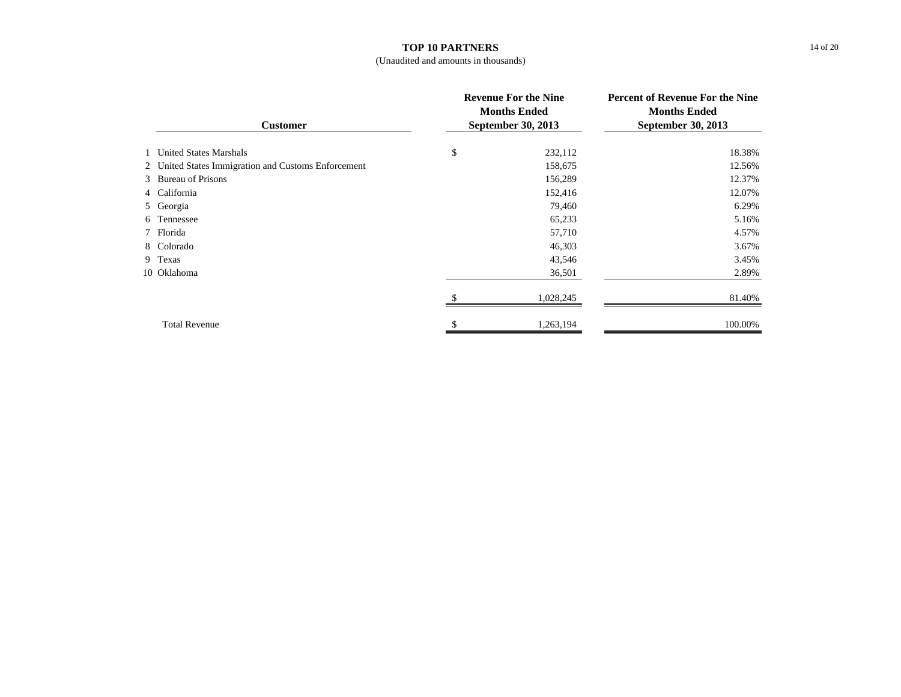## TOP 10 PARTNERS

(Unaudited and amounts in thousands)

| | Customer | Revenue For the Nine Months Ended September 30, 2013 | Percent of Revenue For the Nine Months Ended September 30, 2013 |
|---|---|---|---|
| 1 | United States Marshals | $ 232,112 | 18.38% |
| 2 | United States Immigration and Customs Enforcement | 158,675 | 12.56% |
| 3 | Bureau of Prisons | 156,289 | 12.37% |
| 4 | California | 152,416 | 12.07% |
| 5 | Georgia | 79,460 | 6.29% |
| 6 | Tennessee | 65,233 | 5.16% |
| 7 | Florida | 57,710 | 4.57% |
| 8 | Colorado | 46,303 | 3.67% |
| 9 | Texas | 43,546 | 3.45% |
| 10 | Oklahoma | 36,501 | 2.89% |
| | | $ 1,028,245 | 81.40% |
| | Total Revenue | $ 1,263,194 | 100.00% |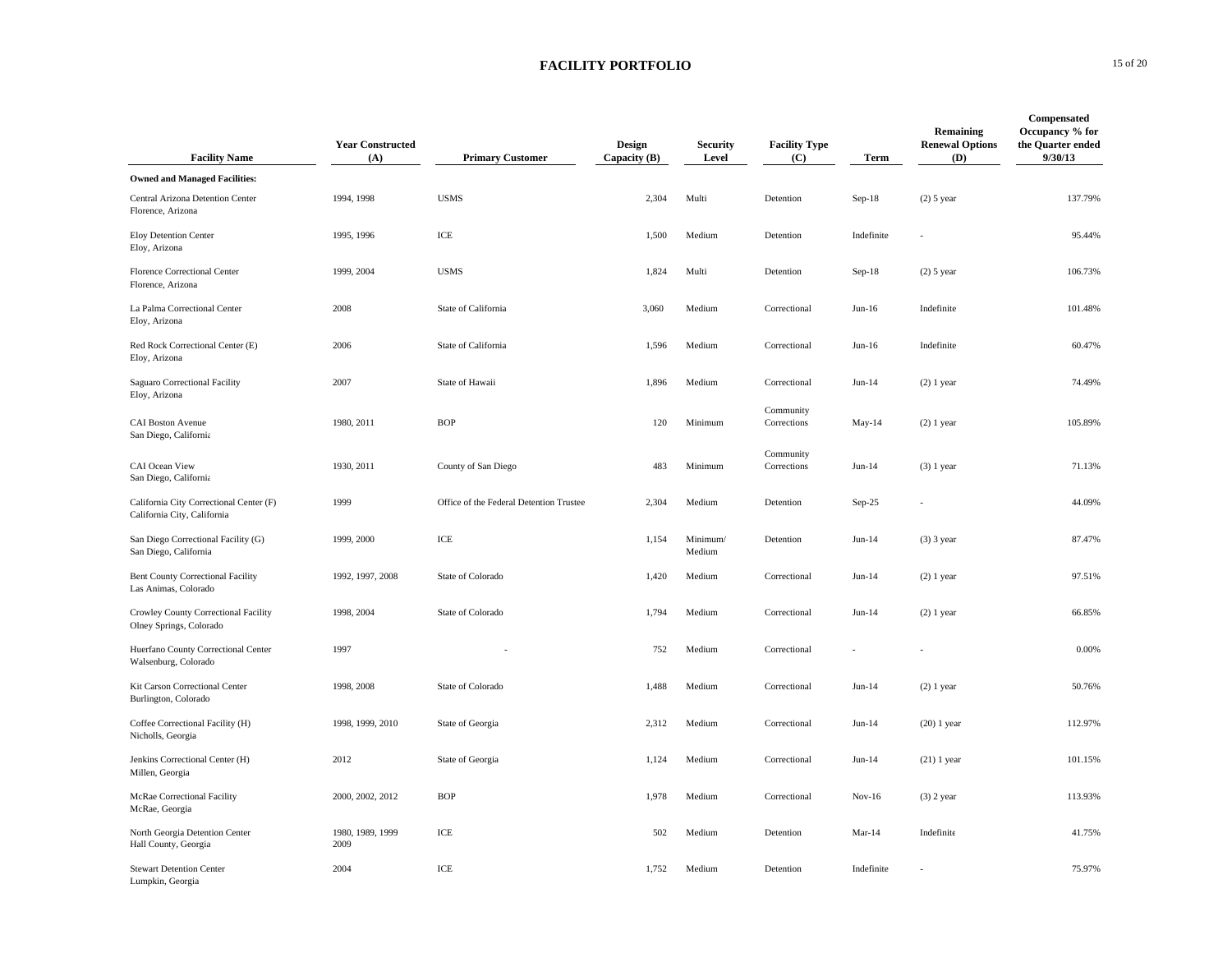# FACILITY PORTFOLIO

| Facility Name | Year Constructed (A) | Primary Customer | Design Capacity (B) | Security Level | Facility Type (C) | Term | Remaining Renewal Options (D) | Compensated Occupancy % for the Quarter ended 9/30/13 |
|---|---|---|---|---|---|---|---|---|
| **Owned and Managed Facilities:** | | | | | | | | |
| Central Arizona Detention Center<br>Florence, Arizona | 1994, 1998 | USMS | 2,304 | Multi | Detention | Sep-18 | (2) 5 year | 137.79% |
| Eloy Detention Center<br>Eloy, Arizona | 1995, 1996 | ICE | 1,500 | Medium | Detention | Indefinite | - | 95.44% |
| Florence Correctional Center<br>Florence, Arizona | 1999, 2004 | USMS | 1,824 | Multi | Detention | Sep-18 | (2) 5 year | 106.73% |
| La Palma Correctional Center<br>Eloy, Arizona | 2008 | State of California | 3,060 | Medium | Correctional | Jun-16 | Indefinite | 101.48% |
| Red Rock Correctional Center (E)<br>Eloy, Arizona | 2006 | State of California | 1,596 | Medium | Correctional | Jun-16 | Indefinite | 60.47% |
| Saguaro Correctional Facility<br>Eloy, Arizona | 2007 | State of Hawaii | 1,896 | Medium | Correctional | Jun-14 | (2) 1 year | 74.49% |
| CAI Boston Avenue<br>San Diego, California | 1980, 2011 | BOP | 120 | Minimum | Community Corrections | May-14 | (2) 1 year | 105.89% |
| CAI Ocean View<br>San Diego, California | 1930, 2011 | County of San Diego | 483 | Minimum | Community Corrections | Jun-14 | (3) 1 year | 71.13% |
| California City Correctional Center (F)<br>California City, California | 1999 | Office of the Federal Detention Trustee | 2,304 | Medium | Detention | Sep-25 | - | 44.09% |
| San Diego Correctional Facility (G)<br>San Diego, California | 1999, 2000 | ICE | 1,154 | Minimum/ Medium | Detention | Jun-14 | (3) 3 year | 87.47% |
| Bent County Correctional Facility<br>Las Animas, Colorado | 1992, 1997, 2008 | State of Colorado | 1,420 | Medium | Correctional | Jun-14 | (2) 1 year | 97.51% |
| Crowley County Correctional Facility<br>Olney Springs, Colorado | 1998, 2004 | State of Colorado | 1,794 | Medium | Correctional | Jun-14 | (2) 1 year | 66.85% |
| Huerfano County Correctional Center<br>Walsenburg, Colorado | 1997 | - | 752 | Medium | Correctional | - | - | 0.00% |
| Kit Carson Correctional Center<br>Burlington, Colorado | 1998, 2008 | State of Colorado | 1,488 | Medium | Correctional | Jun-14 | (2) 1 year | 50.76% |
| Coffee Correctional Facility (H)<br>Nicholls, Georgia | 1998, 1999, 2010 | State of Georgia | 2,312 | Medium | Correctional | Jun-14 | (20) 1 year | 112.97% |
| Jenkins Correctional Center (H)<br>Millen, Georgia | 2012 | State of Georgia | 1,124 | Medium | Correctional | Jun-14 | (21) 1 year | 101.15% |
| McRae Correctional Facility<br>McRae, Georgia | 2000, 2002, 2012 | BOP | 1,978 | Medium | Correctional | Nov-16 | (3) 2 year | 113.93% |
| North Georgia Detention Center<br>Hall County, Georgia | 1980, 1989, 1999 2009 | ICE | 502 | Medium | Detention | Mar-14 | Indefinite | 41.75% |
| Stewart Detention Center<br>Lumpkin, Georgia | 2004 | ICE | 1,752 | Medium | Detention | Indefinite | - | 75.97% |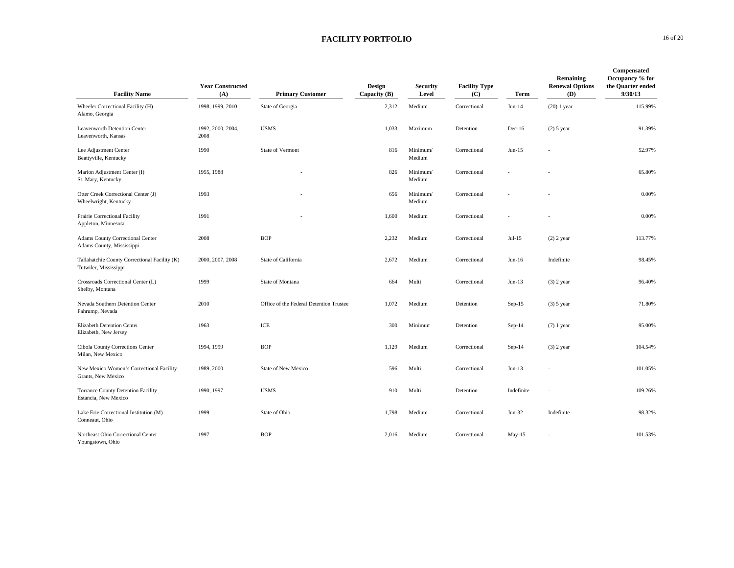# FACILITY PORTFOLIO

| Facility Name | Year Constructed (A) | Primary Customer | Design Capacity (B) | Security Level | Facility Type (C) | Term | Remaining Renewal Options (D) | Compensated Occupancy % for the Quarter ended 9/30/13 |
|---|---|---|---|---|---|---|---|---|
| Wheeler Correctional Facility (H) Alamo, Georgia | 1998, 1999, 2010 | State of Georgia | 2,312 | Medium | Correctional | Jun-14 | (20) 1 year | 115.99% |
| Leavenworth Detention Center Leavenworth, Kansas | 1992, 2000, 2004, 2008 | USMS | 1,033 | Maximum | Detention | Dec-16 | (2) 5 year | 91.39% |
| Lee Adjustment Center Beattyville, Kentucky | 1990 | State of Vermont | 816 | Minimum/ Medium | Correctional | Jun-15 | - | 52.97% |
| Marion Adjustment Center (I) St. Mary, Kentucky | 1955, 1988 | - | 826 | Minimum/ Medium | Correctional | - | - | 65.80% |
| Otter Creek Correctional Center (J) Wheelwright, Kentucky | 1993 | - | 656 | Minimum/ Medium | Correctional | - | - | 0.00% |
| Prairie Correctional Facility Appleton, Minnesota | 1991 | - | 1,600 | Medium | Correctional | - | - | 0.00% |
| Adams County Correctional Center Adams County, Mississippi | 2008 | BOP | 2,232 | Medium | Correctional | Jul-15 | (2) 2 year | 113.77% |
| Tallahatchie County Correctional Facility (K) Tutwiler, Mississippi | 2000, 2007, 2008 | State of California | 2,672 | Medium | Correctional | Jun-16 | Indefinite | 98.45% |
| Crossroads Correctional Center (L) Shelby, Montana | 1999 | State of Montana | 664 | Multi | Correctional | Jun-13 | (3) 2 year | 96.40% |
| Nevada Southern Detention Center Pahrump, Nevada | 2010 | Office of the Federal Detention Trustee | 1,072 | Medium | Detention | Sep-15 | (3) 5 year | 71.80% |
| Elizabeth Detention Center Elizabeth, New Jersey | 1963 | ICE | 300 | Minimum | Detention | Sep-14 | (7) 1 year | 95.00% |
| Cibola County Corrections Center Milan, New Mexico | 1994, 1999 | BOP | 1,129 | Medium | Correctional | Sep-14 | (3) 2 year | 104.54% |
| New Mexico Women's Correctional Facility Grants, New Mexico | 1989, 2000 | State of New Mexico | 596 | Multi | Correctional | Jun-13 | - | 101.05% |
| Torrance County Detention Facility Estancia, New Mexico | 1990, 1997 | USMS | 910 | Multi | Detention | Indefinite | - | 109.26% |
| Lake Erie Correctional Institution (M) Conneaut, Ohio | 1999 | State of Ohio | 1,798 | Medium | Correctional | Jun-32 | Indefinite | 98.32% |
| Northeast Ohio Correctional Center Youngstown, Ohio | 1997 | BOP | 2,016 | Medium | Correctional | May-15 | - | 101.53% |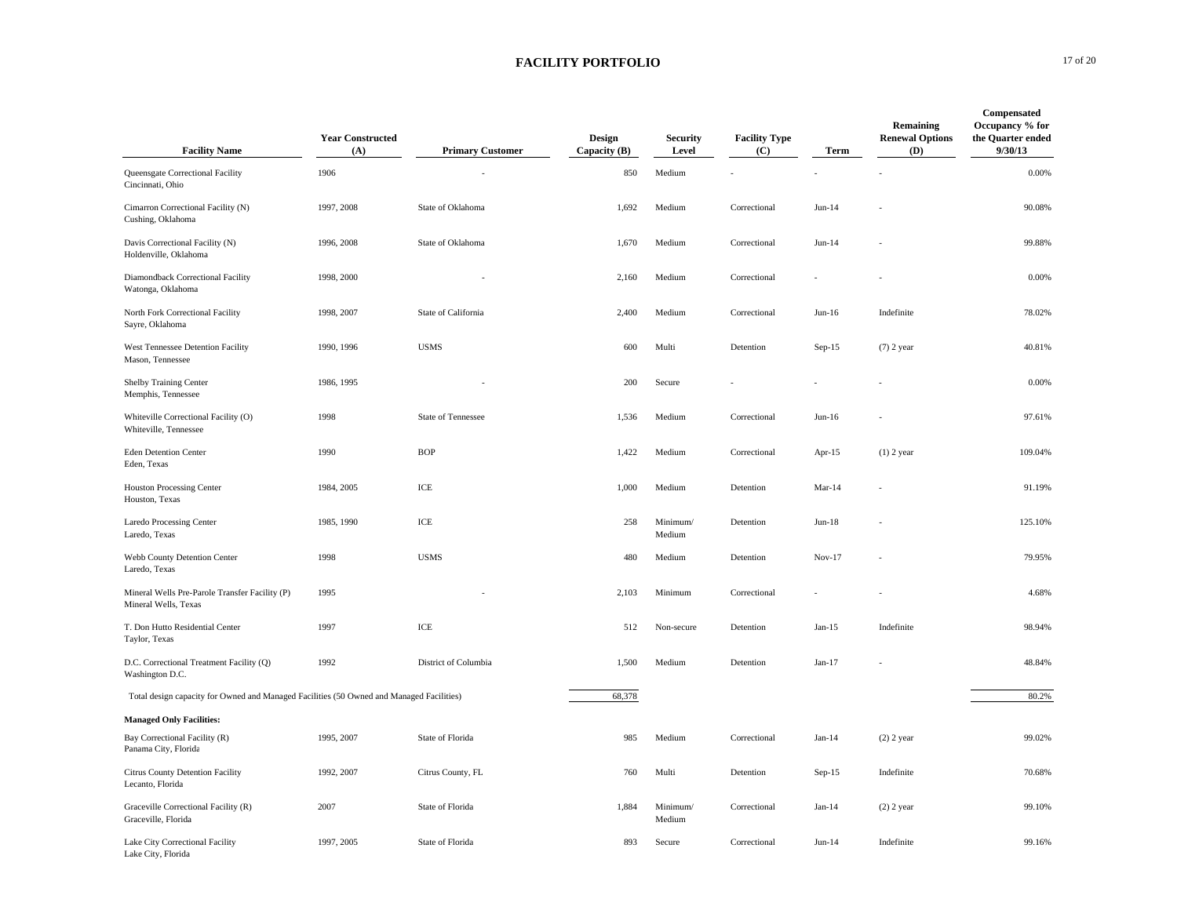# FACILITY PORTFOLIO

| Facility Name | Year Constructed (A) | Primary Customer | Design Capacity (B) | Security Level | Facility Type (C) | Term | Remaining Renewal Options (D) | Compensated Occupancy % for the Quarter ended 9/30/13 |
|---|---|---|---|---|---|---|---|---|
| Queensgate Correctional Facility<br>Cincinnati, Ohio | 1906 | - | 850 | Medium | - | - | - | 0.00% |
| Cimarron Correctional Facility (N)<br>Cushing, Oklahoma | 1997, 2008 | State of Oklahoma | 1,692 | Medium | Correctional | Jun-14 | - | 90.08% |
| Davis Correctional Facility (N)<br>Holdenville, Oklahoma | 1996, 2008 | State of Oklahoma | 1,670 | Medium | Correctional | Jun-14 | - | 99.88% |
| Diamondback Correctional Facility<br>Watonga, Oklahoma | 1998, 2000 | - | 2,160 | Medium | Correctional | - | - | 0.00% |
| North Fork Correctional Facility<br>Sayre, Oklahoma | 1998, 2007 | State of California | 2,400 | Medium | Correctional | Jun-16 | Indefinite | 78.02% |
| West Tennessee Detention Facility<br>Mason, Tennessee | 1990, 1996 | USMS | 600 | Multi | Detention | Sep-15 | (7) 2 year | 40.81% |
| Shelby Training Center<br>Memphis, Tennessee | 1986, 1995 | - | 200 | Secure | - | - | - | 0.00% |
| Whiteville Correctional Facility (O)<br>Whiteville, Tennessee | 1998 | State of Tennessee | 1,536 | Medium | Correctional | Jun-16 | - | 97.61% |
| Eden Detention Center<br>Eden, Texas | 1990 | BOP | 1,422 | Medium | Correctional | Apr-15 | (1) 2 year | 109.04% |
| Houston Processing Center<br>Houston, Texas | 1984, 2005 | ICE | 1,000 | Medium | Detention | Mar-14 | - | 91.19% |
| Laredo Processing Center<br>Laredo, Texas | 1985, 1990 | ICE | 258 | Minimum/ Medium | Detention | Jun-18 | - | 125.10% |
| Webb County Detention Center<br>Laredo, Texas | 1998 | USMS | 480 | Medium | Detention | Nov-17 | - | 79.95% |
| Mineral Wells Pre-Parole Transfer Facility (P)<br>Mineral Wells, Texas | 1995 | - | 2,103 | Minimum | Correctional | - | - | 4.68% |
| T. Don Hutto Residential Center<br>Taylor, Texas | 1997 | ICE | 512 | Non-secure | Detention | Jan-15 | Indefinite | 98.94% |
| D.C. Correctional Treatment Facility (Q)<br>Washington D.C. | 1992 | District of Columbia | 1,500 | Medium | Detention | Jan-17 | - | 48.84% |
| Total design capacity for Owned and Managed Facilities (50 Owned and Managed Facilities) | | | 68,378 | | | | | 80.2% |
| **Managed Only Facilities:** | | | | | | | | |
| Bay Correctional Facility (R)<br>Panama City, Florida | 1995, 2007 | State of Florida | 985 | Medium | Correctional | Jan-14 | (2) 2 year | 99.02% |
| Citrus County Detention Facility<br>Lecanto, Florida | 1992, 2007 | Citrus County, FL | 760 | Multi | Detention | Sep-15 | Indefinite | 70.68% |
| Graceville Correctional Facility (R)<br>Graceville, Florida | 2007 | State of Florida | 1,884 | Minimum/ Medium | Correctional | Jan-14 | (2) 2 year | 99.10% |
| Lake City Correctional Facility<br>Lake City, Florida | 1997, 2005 | State of Florida | 893 | Secure | Correctional | Jun-14 | Indefinite | 99.16% |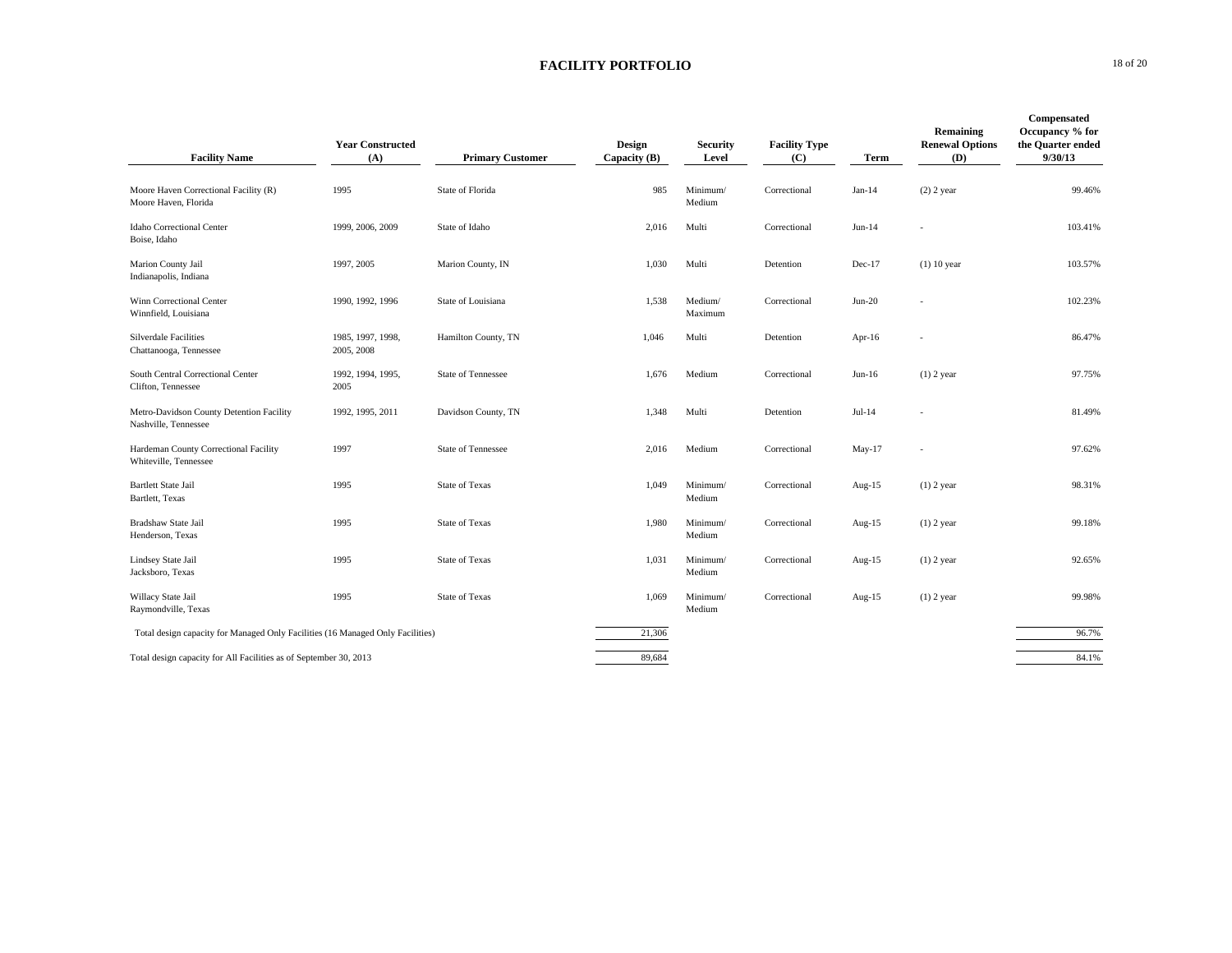## FACILITY PORTFOLIO

| Facility Name | Year Constructed (A) | Primary Customer | Design Capacity (B) | Security Level | Facility Type (C) | Term | Remaining Renewal Options (D) | Compensated Occupancy % for the Quarter ended 9/30/13 |
|---|---|---|---|---|---|---|---|---|
| Moore Haven Correctional Facility (R)<br>Moore Haven, Florida | 1995 | State of Florida | 985 | Minimum/ Medium | Correctional | Jan-14 | (2) 2 year | 99.46% |
| Idaho Correctional Center<br>Boise, Idaho | 1999, 2006, 2009 | State of Idaho | 2,016 | Multi | Correctional | Jun-14 | - | 103.41% |
| Marion County Jail<br>Indianapolis, Indiana | 1997, 2005 | Marion County, IN | 1,030 | Multi | Detention | Dec-17 | (1) 10 year | 103.57% |
| Winn Correctional Center<br>Winnfield, Louisiana | 1990, 1992, 1996 | State of Louisiana | 1,538 | Medium/ Maximum | Correctional | Jun-20 | - | 102.23% |
| Silverdale Facilities<br>Chattanooga, Tennessee | 1985, 1997, 1998, 2005, 2008 | Hamilton County, TN | 1,046 | Multi | Detention | Apr-16 | - | 86.47% |
| South Central Correctional Center<br>Clifton, Tennessee | 1992, 1994, 1995, 2005 | State of Tennessee | 1,676 | Medium | Correctional | Jun-16 | (1) 2 year | 97.75% |
| Metro-Davidson County Detention Facility<br>Nashville, Tennessee | 1992, 1995, 2011 | Davidson County, TN | 1,348 | Multi | Detention | Jul-14 | - | 81.49% |
| Hardeman County Correctional Facility<br>Whiteville, Tennessee | 1997 | State of Tennessee | 2,016 | Medium | Correctional | May-17 | - | 97.62% |
| Bartlett State Jail<br>Bartlett, Texas | 1995 | State of Texas | 1,049 | Minimum/ Medium | Correctional | Aug-15 | (1) 2 year | 98.31% |
| Bradshaw State Jail<br>Henderson, Texas | 1995 | State of Texas | 1,980 | Minimum/ Medium | Correctional | Aug-15 | (1) 2 year | 99.18% |
| Lindsey State Jail<br>Jacksboro, Texas | 1995 | State of Texas | 1,031 | Minimum/ Medium | Correctional | Aug-15 | (1) 2 year | 92.65% |
| Willacy State Jail<br>Raymondville, Texas | 1995 | State of Texas | 1,069 | Minimum/ Medium | Correctional | Aug-15 | (1) 2 year | 99.98% |
| Total design capacity for Managed Only Facilities (16 Managed Only Facilities) | | | 21,306 | | | | | 96.7% |
| Total design capacity for All Facilities as of September 30, 2013 | | | 89,684 | | | | | 84.1% |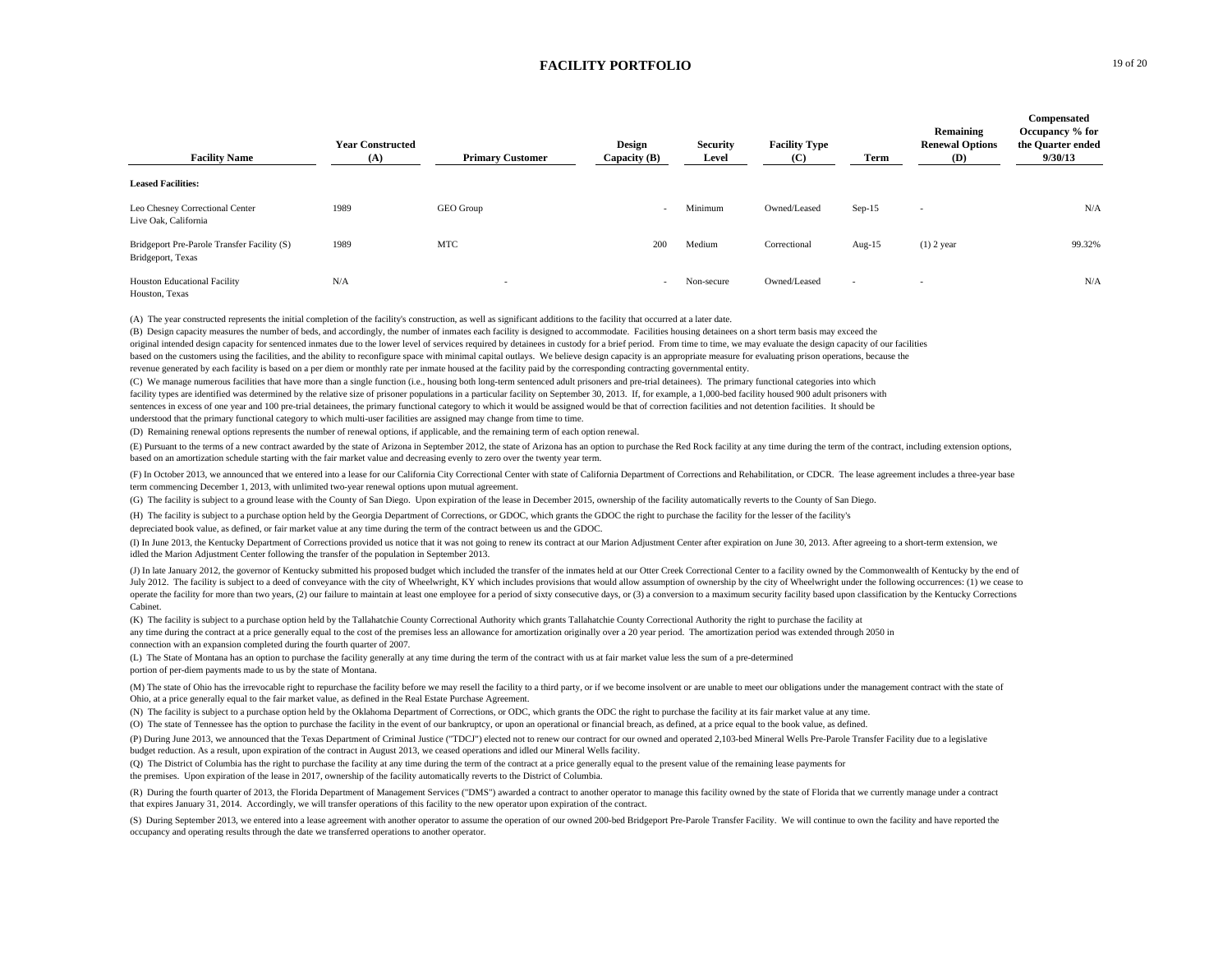# FACILITY PORTFOLIO

| Facility Name | Year Constructed (A) | Primary Customer | Design Capacity (B) | Security Level | Facility Type (C) | Term | Remaining Renewal Options (D) | Compensated Occupancy % for the Quarter ended 9/30/13 |
|---|---|---|---|---|---|---|---|---|
| **Leased Facilities:** | | | | | | | | |
| Leo Chesney Correctional Center<br>Live Oak, California | 1989 | GEO Group | - | Minimum | Owned/Leased | Sep-15 | - | N/A |
| Bridgeport Pre-Parole Transfer Facility (S)<br>Bridgeport, Texas | 1989 | MTC | 200 | Medium | Correctional | Aug-15 | (1) 2 year | 99.32% |
| Houston Educational Facility<br>Houston, Texas | N/A | - | - | Non-secure | Owned/Leased | - | - | N/A |

(A) The year constructed represents the initial completion of the facility's construction, as well as significant additions to the facility that occurred at a later date.

(B) Design capacity measures the number of beds, and accordingly, the number of inmates each facility is designed to accommodate. Facilities housing detainees on a short term basis may exceed the original intended design capacity for sentenced inmates due to the lower level of services required by detainees in custody for a brief period. From time to time, we may evaluate the design capacity of our facilities based on the customers using the facilities, and the ability to reconfigure space with minimal capital outlays. We believe design capacity is an appropriate measure for evaluating prison operations, because the revenue generated by each facility is based on a per diem or monthly rate per inmate housed at the facility paid by the corresponding contracting governmental entity.

(C) We manage numerous facilities that have more than a single function (i.e., housing both long-term sentenced adult prisoners and pre-trial detainees). The primary functional categories into which facility types are identified was determined by the relative size of prisoner populations in a particular facility on September 30, 2013. If, for example, a 1,000-bed facility housed 900 adult prisoners with sentences in excess of one year and 100 pre-trial detainees, the primary functional category to which it would be assigned would be that of correction facilities and not detention facilities. It should be understood that the primary functional category to which multi-user facilities are assigned may change from time to time.

(D) Remaining renewal options represents the number of renewal options, if applicable, and the remaining term of each option renewal.

(E) Pursuant to the terms of a new contract awarded by the state of Arizona in September 2012, the state of Arizona has an option to purchase the Red Rock facility at any time during the term of the contract, including extension options, based on an amortization schedule starting with the fair market value and decreasing evenly to zero over the twenty year term.

(F) In October 2013, we announced that we entered into a lease for our California City Correctional Center with state of California Department of Corrections and Rehabilitation, or CDCR. The lease agreement includes a three-year base term commencing December 1, 2013, with unlimited two-year renewal options upon mutual agreement.

(G) The facility is subject to a ground lease with the County of San Diego. Upon expiration of the lease in December 2015, ownership of the facility automatically reverts to the County of San Diego.

(H) The facility is subject to a purchase option held by the Georgia Department of Corrections, or GDOC, which grants the GDOC the right to purchase the facility for the lesser of the facility's depreciated book value, as defined, or fair market value at any time during the term of the contract between us and the GDOC.

(I) In June 2013, the Kentucky Department of Corrections provided us notice that it was not going to renew its contract at our Marion Adjustment Center after expiration on June 30, 2013. After agreeing to a short-term extension, we idled the Marion Adjustment Center following the transfer of the population in September 2013.

(J) In late January 2012, the governor of Kentucky submitted his proposed budget which included the transfer of the inmates held at our Otter Creek Correctional Center to a facility owned by the Commonwealth of Kentucky by the end of July 2012. The facility is subject to a deed of conveyance with the city of Wheelwright, KY which includes provisions that would allow assumption of ownership by the city of Wheelwright under the following occurrences: (1) we cease to operate the facility for more than two years, (2) our failure to maintain at least one employee for a period of sixty consecutive days, or (3) a conversion to a maximum security facility based upon classification by the Kentucky Corrections Cabinet.

(K) The facility is subject to a purchase option held by the Tallahatchie County Correctional Authority which grants Tallahatchie County Correctional Authority the right to purchase the facility at any time during the contract at a price generally equal to the cost of the premises less an allowance for amortization originally over a 20 year period. The amortization period was extended through 2050 in connection with an expansion completed during the fourth quarter of 2007.

(L) The State of Montana has an option to purchase the facility generally at any time during the term of the contract with us at fair market value less the sum of a pre-determined portion of per-diem payments made to us by the state of Montana.

(M) The state of Ohio has the irrevocable right to repurchase the facility before we may resell the facility to a third party, or if we become insolvent or are unable to meet our obligations under the management contract with the state of Ohio, at a price generally equal to the fair market value, as defined in the Real Estate Purchase Agreement.

(N) The facility is subject to a purchase option held by the Oklahoma Department of Corrections, or ODC, which grants the ODC the right to purchase the facility at its fair market value at any time.

(O) The state of Tennessee has the option to purchase the facility in the event of our bankruptcy, or upon an operational or financial breach, as defined, at a price equal to the book value, as defined.

(P) During June 2013, we announced that the Texas Department of Criminal Justice ("TDCJ") elected not to renew our contract for our owned and operated 2,103-bed Mineral Wells Pre-Parole Transfer Facility due to a legislative budget reduction. As a result, upon expiration of the contract in August 2013, we ceased operations and idled our Mineral Wells facility.

(Q) The District of Columbia has the right to purchase the facility at any time during the term of the contract at a price generally equal to the present value of the remaining lease payments for the premises. Upon expiration of the lease in 2017, ownership of the facility automatically reverts to the District of Columbia.

(R) During the fourth quarter of 2013, the Florida Department of Management Services ("DMS") awarded a contract to another operator to manage this facility owned by the state of Florida that we currently manage under a contract that expires January 31, 2014. Accordingly, we will transfer operations of this facility to the new operator upon expiration of the contract.

(S) During September 2013, we entered into a lease agreement with another operator to assume the operation of our owned 200-bed Bridgeport Pre-Parole Transfer Facility. We will continue to own the facility and have reported the occupancy and operating results through the date we transferred operations to another operator.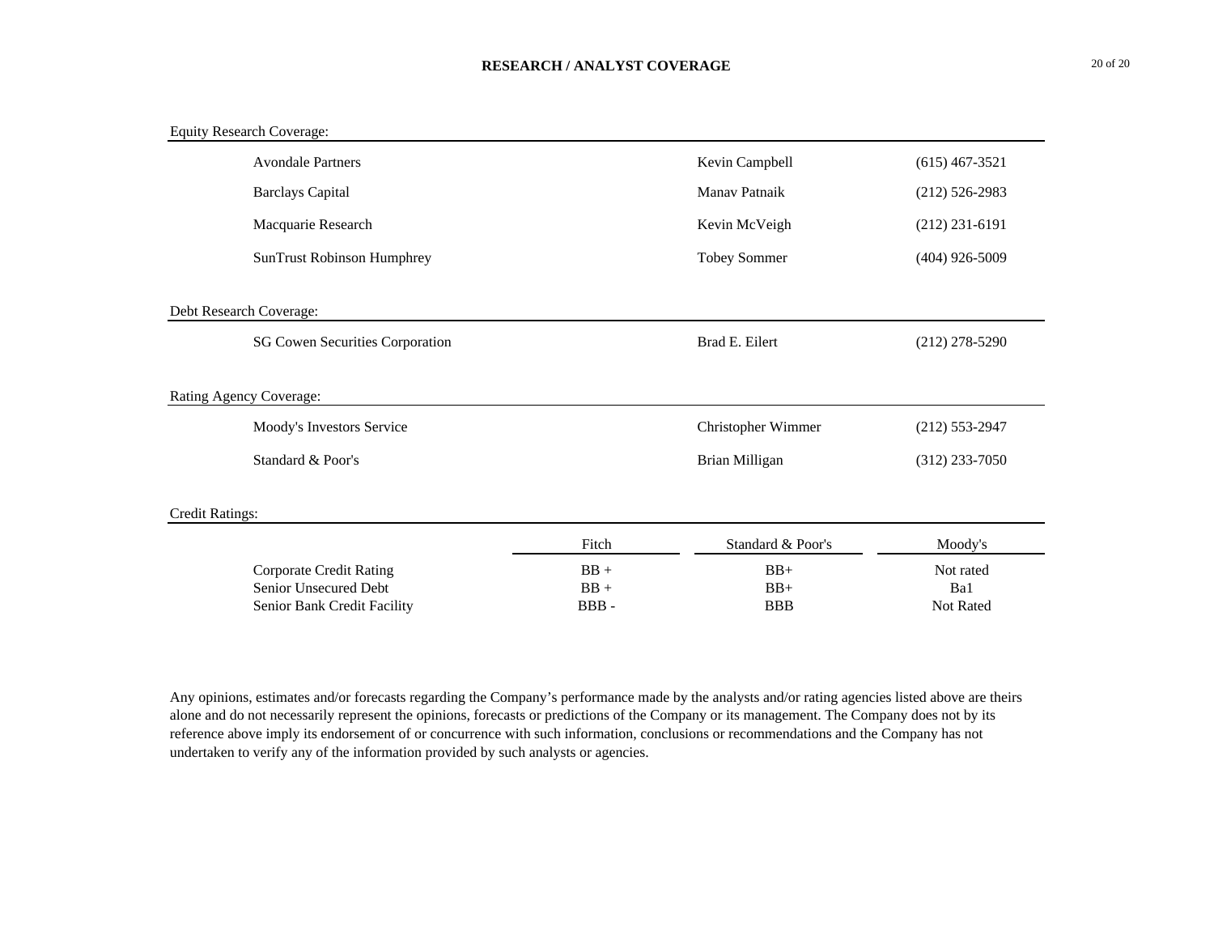## RESEARCH / ANALYST COVERAGE

Equity Research Coverage:

| | | |
|---|---|---|
| Avondale Partners | Kevin Campbell | (615) 467-3521 |
| Barclays Capital | Manav Patnaik | (212) 526-2983 |
| Macquarie Research | Kevin McVeigh | (212) 231-6191 |
| SunTrust Robinson Humphrey | Tobey Sommer | (404) 926-5009 |

Debt Research Coverage:

| | | |
|---|---|---|
| SG Cowen Securities Corporation | Brad E. Eilert | (212) 278-5290 |

Rating Agency Coverage:

| | | |
|---|---|---|
| Moody's Investors Service | Christopher Wimmer | (212) 553-2947 |
| Standard & Poor's | Brian Milligan | (312) 233-7050 |

Credit Ratings:

| | Fitch | Standard & Poor's | Moody's |
|---|---|---|---|
| Corporate Credit Rating | BB + | BB+ | Not rated |
| Senior Unsecured Debt | BB + | BB+ | Ba1 |
| Senior Bank Credit Facility | BBB - | BBB | Not Rated |

Any opinions, estimates and/or forecasts regarding the Company's performance made by the analysts and/or rating agencies listed above are theirs alone and do not necessarily represent the opinions, forecasts or predictions of the Company or its management. The Company does not by its reference above imply its endorsement of or concurrence with such information, conclusions or recommendations and the Company has not undertaken to verify any of the information provided by such analysts or agencies.